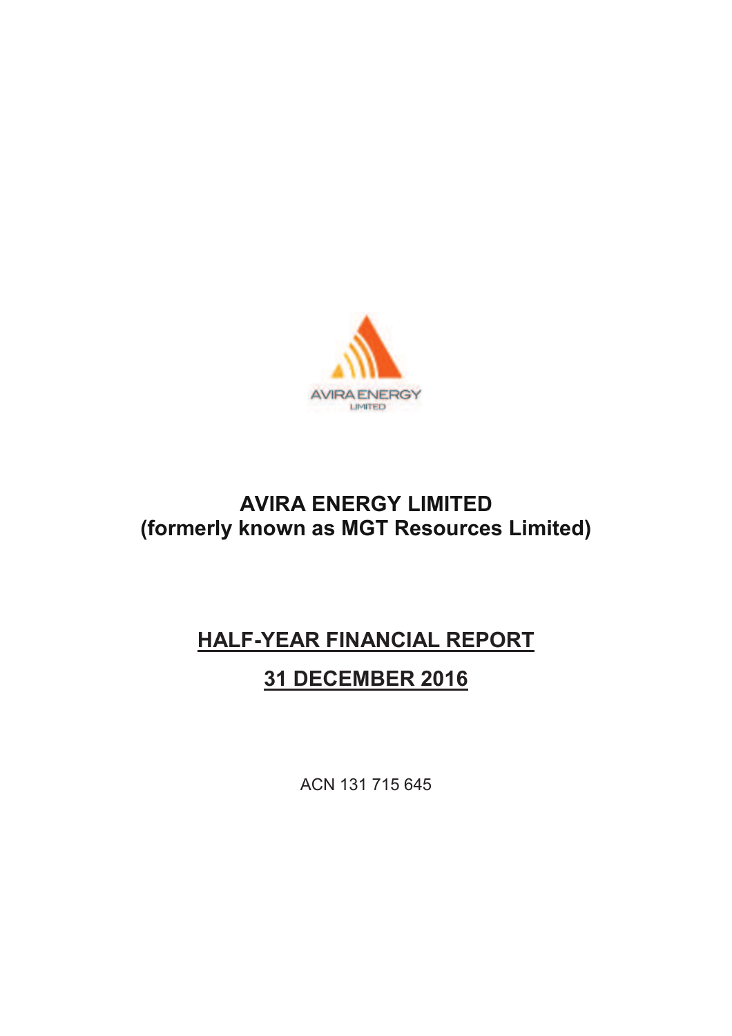AVIRA ENERGY LIMITED

# AVIRA ENERGY LIMITED
## (formerly known as MGT Resources Limited)

# HALF-YEAR FINANCIAL REPORT

# 31 DECEMBER 2016

ACN 131 715 645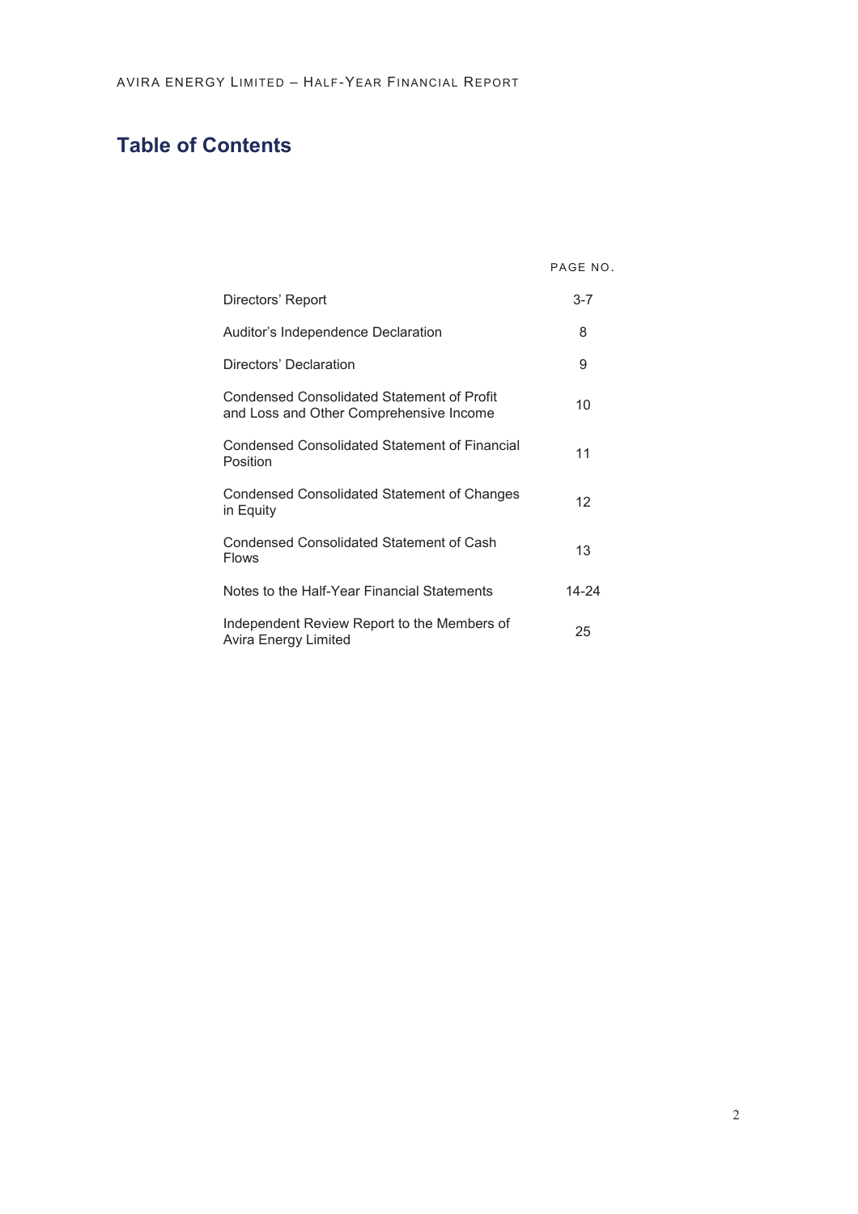# Table of Contents

| | PAGE NO. |
|---|---|
| Directors' Report | 3-7 |
| Auditor's Independence Declaration | 8 |
| Directors' Declaration | 9 |
| Condensed Consolidated Statement of Profit and Loss and Other Comprehensive Income | 10 |
| Condensed Consolidated Statement of Financial Position | 11 |
| Condensed Consolidated Statement of Changes in Equity | 12 |
| Condensed Consolidated Statement of Cash Flows | 13 |
| Notes to the Half-Year Financial Statements | 14-24 |
| Independent Review Report to the Members of Avira Energy Limited | 25 |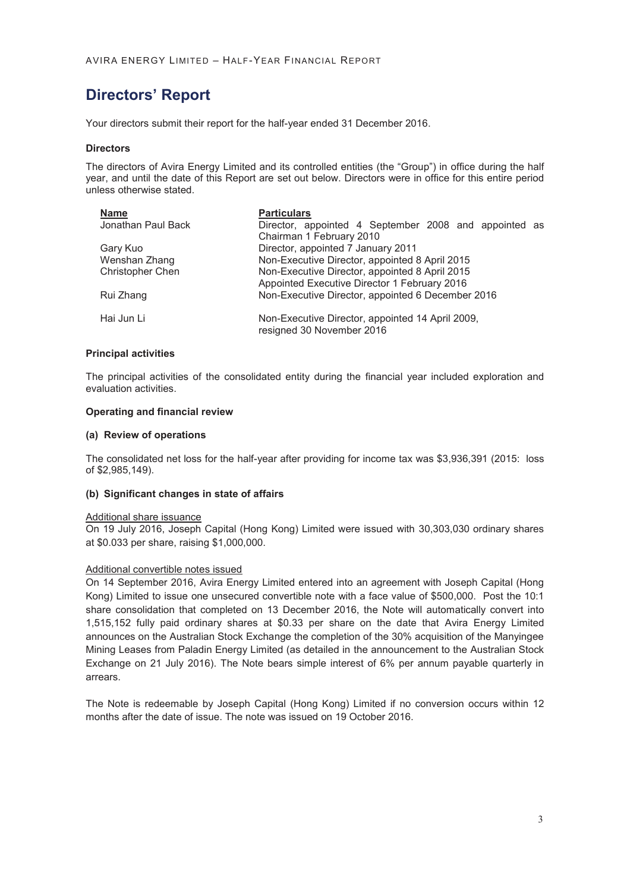# Directors' Report

Your directors submit their report for the half-year ended 31 December 2016.

### Directors

The directors of Avira Energy Limited and its controlled entities (the "Group") in office during the half year, and until the date of this Report are set out below. Directors were in office for this entire period unless otherwise stated.

| Name | Particulars |
| --- | --- |
| Jonathan Paul Back | Director, appointed 4 September 2008 and appointed as Chairman 1 February 2010 |
| Gary Kuo | Director, appointed 7 January 2011 |
| Wenshan Zhang | Non-Executive Director, appointed 8 April 2015 |
| Christopher Chen | Non-Executive Director, appointed 8 April 2015<br>Appointed Executive Director 1 February 2016 |
| Rui Zhang | Non-Executive Director, appointed 6 December 2016 |
| Hai Jun Li | Non-Executive Director, appointed 14 April 2009, resigned 30 November 2016 |

### Principal activities

The principal activities of the consolidated entity during the financial year included exploration and evaluation activities.

### Operating and financial review

#### (a) Review of operations

The consolidated net loss for the half-year after providing for income tax was $3,936,391 (2015: loss of $2,985,149).

#### (b) Significant changes in state of affairs

Additional share issuance

On 19 July 2016, Joseph Capital (Hong Kong) Limited were issued with 30,303,030 ordinary shares at $0.033 per share, raising $1,000,000.

Additional convertible notes issued

On 14 September 2016, Avira Energy Limited entered into an agreement with Joseph Capital (Hong Kong) Limited to issue one unsecured convertible note with a face value of $500,000. Post the 10:1 share consolidation that completed on 13 December 2016, the Note will automatically convert into 1,515,152 fully paid ordinary shares at $0.33 per share on the date that Avira Energy Limited announces on the Australian Stock Exchange the completion of the 30% acquisition of the Manyingee Mining Leases from Paladin Energy Limited (as detailed in the announcement to the Australian Stock Exchange on 21 July 2016). The Note bears simple interest of 6% per annum payable quarterly in arrears.

The Note is redeemable by Joseph Capital (Hong Kong) Limited if no conversion occurs within 12 months after the date of issue. The note was issued on 19 October 2016.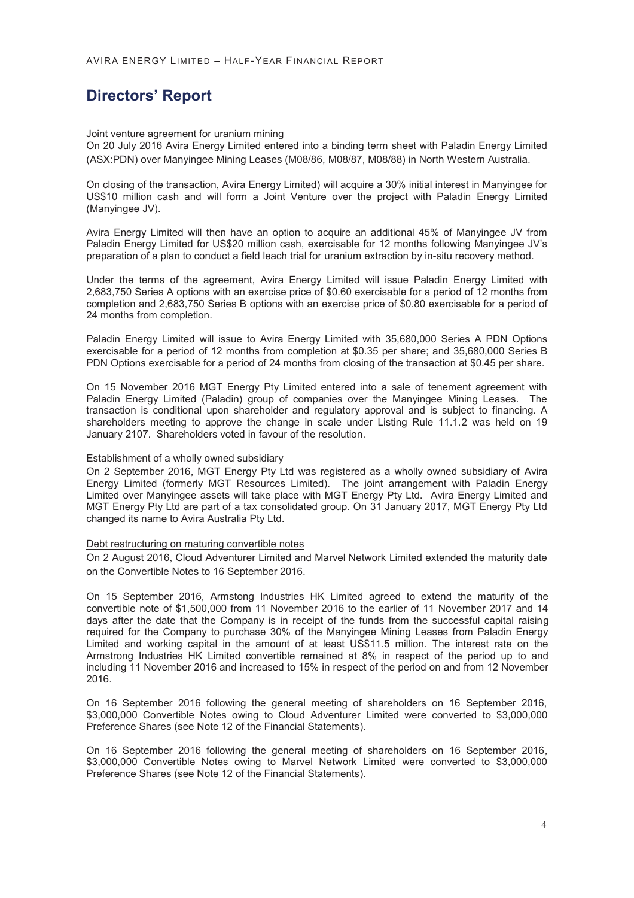# Directors' Report

Joint venture agreement for uranium mining

On 20 July 2016 Avira Energy Limited entered into a binding term sheet with Paladin Energy Limited (ASX:PDN) over Manyingee Mining Leases (M08/86, M08/87, M08/88) in North Western Australia.

On closing of the transaction, Avira Energy Limited) will acquire a 30% initial interest in Manyingee for US$10 million cash and will form a Joint Venture over the project with Paladin Energy Limited (Manyingee JV).

Avira Energy Limited will then have an option to acquire an additional 45% of Manyingee JV from Paladin Energy Limited for US$20 million cash, exercisable for 12 months following Manyingee JV's preparation of a plan to conduct a field leach trial for uranium extraction by in-situ recovery method.

Under the terms of the agreement, Avira Energy Limited will issue Paladin Energy Limited with 2,683,750 Series A options with an exercise price of $0.60 exercisable for a period of 12 months from completion and 2,683,750 Series B options with an exercise price of $0.80 exercisable for a period of 24 months from completion.

Paladin Energy Limited will issue to Avira Energy Limited with 35,680,000 Series A PDN Options exercisable for a period of 12 months from completion at $0.35 per share; and 35,680,000 Series B PDN Options exercisable for a period of 24 months from closing of the transaction at $0.45 per share.

On 15 November 2016 MGT Energy Pty Limited entered into a sale of tenement agreement with Paladin Energy Limited (Paladin) group of companies over the Manyingee Mining Leases. The transaction is conditional upon shareholder and regulatory approval and is subject to financing. A shareholders meeting to approve the change in scale under Listing Rule 11.1.2 was held on 19 January 2107. Shareholders voted in favour of the resolution.

Establishment of a wholly owned subsidiary

On 2 September 2016, MGT Energy Pty Ltd was registered as a wholly owned subsidiary of Avira Energy Limited (formerly MGT Resources Limited). The joint arrangement with Paladin Energy Limited over Manyingee assets will take place with MGT Energy Pty Ltd. Avira Energy Limited and MGT Energy Pty Ltd are part of a tax consolidated group. On 31 January 2017, MGT Energy Pty Ltd changed its name to Avira Australia Pty Ltd.

Debt restructuring on maturing convertible notes

On 2 August 2016, Cloud Adventurer Limited and Marvel Network Limited extended the maturity date on the Convertible Notes to 16 September 2016.

On 15 September 2016, Armstong Industries HK Limited agreed to extend the maturity of the convertible note of $1,500,000 from 11 November 2016 to the earlier of 11 November 2017 and 14 days after the date that the Company is in receipt of the funds from the successful capital raising required for the Company to purchase 30% of the Manyingee Mining Leases from Paladin Energy Limited and working capital in the amount of at least US$11.5 million. The interest rate on the Armstrong Industries HK Limited convertible remained at 8% in respect of the period up to and including 11 November 2016 and increased to 15% in respect of the period on and from 12 November 2016.

On 16 September 2016 following the general meeting of shareholders on 16 September 2016, $3,000,000 Convertible Notes owing to Cloud Adventurer Limited were converted to $3,000,000 Preference Shares (see Note 12 of the Financial Statements).

On 16 September 2016 following the general meeting of shareholders on 16 September 2016, $3,000,000 Convertible Notes owing to Marvel Network Limited were converted to $3,000,000 Preference Shares (see Note 12 of the Financial Statements).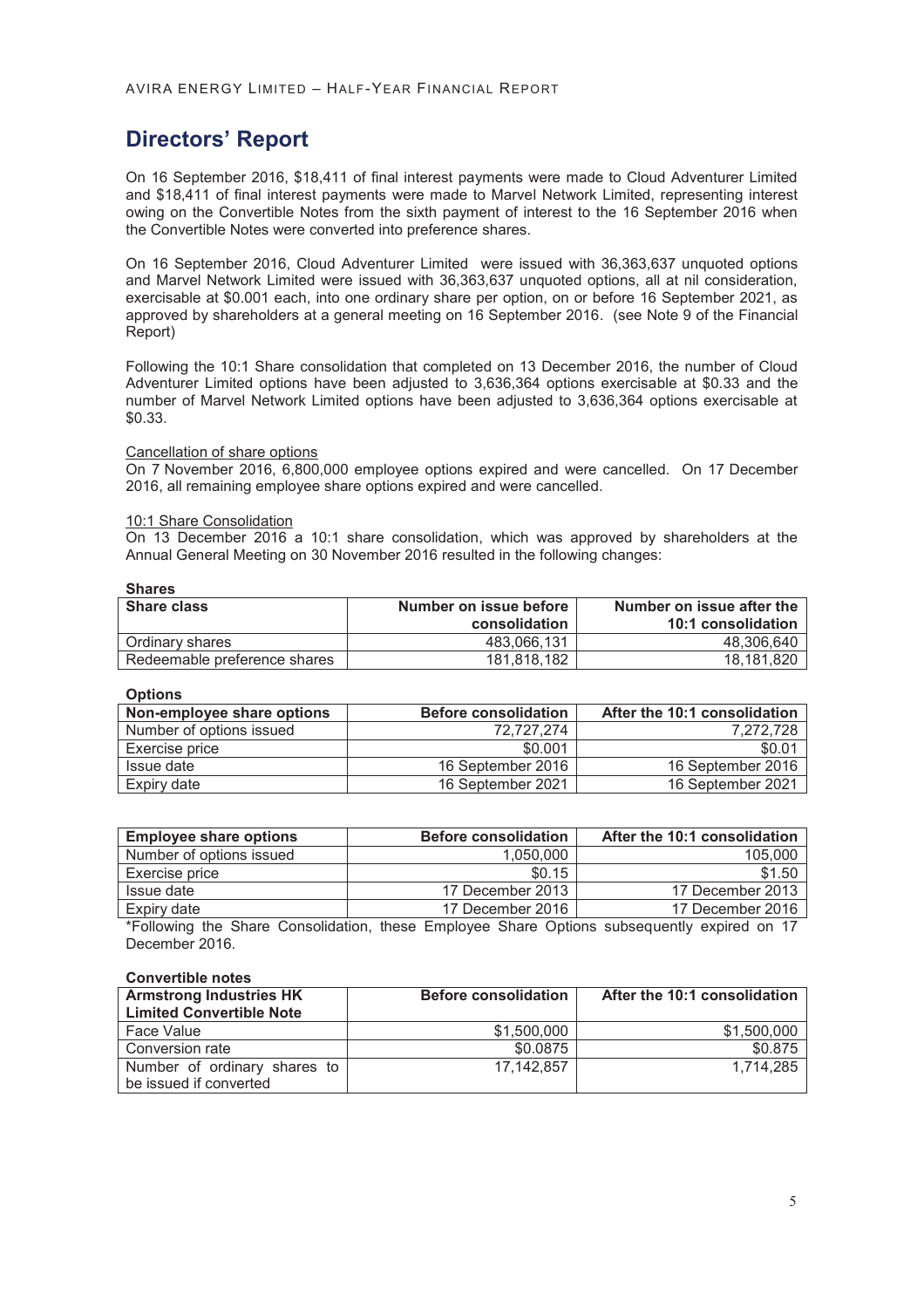# Directors' Report

On 16 September 2016, $18,411 of final interest payments were made to Cloud Adventurer Limited and $18,411 of final interest payments were made to Marvel Network Limited, representing interest owing on the Convertible Notes from the sixth payment of interest to the 16 September 2016 when the Convertible Notes were converted into preference shares.

On 16 September 2016, Cloud Adventurer Limited were issued with 36,363,637 unquoted options and Marvel Network Limited were issued with 36,363,637 unquoted options, all at nil consideration, exercisable at $0.001 each, into one ordinary share per option, on or before 16 September 2021, as approved by shareholders at a general meeting on 16 September 2016. (see Note 9 of the Financial Report)

Following the 10:1 Share consolidation that completed on 13 December 2016, the number of Cloud Adventurer Limited options have been adjusted to 3,636,364 options exercisable at $0.33 and the number of Marvel Network Limited options have been adjusted to 3,636,364 options exercisable at $0.33.

Cancellation of share options

On 7 November 2016, 6,800,000 employee options expired and were cancelled. On 17 December 2016, all remaining employee share options expired and were cancelled.

10:1 Share Consolidation

On 13 December 2016 a 10:1 share consolidation, which was approved by shareholders at the Annual General Meeting on 30 November 2016 resulted in the following changes:

**Shares**

| Share class | Number on issue before consolidation | Number on issue after the 10:1 consolidation |
|---|---|---|
| Ordinary shares | 483,066,131 | 48,306,640 |
| Redeemable preference shares | 181,818,182 | 18,181,820 |

**Options**

| Non-employee share options | Before consolidation | After the 10:1 consolidation |
|---|---|---|
| Number of options issued | 72,727,274 | 7,272,728 |
| Exercise price | $0.001 | $0.01 |
| Issue date | 16 September 2016 | 16 September 2016 |
| Expiry date | 16 September 2021 | 16 September 2021 |

| Employee share options | Before consolidation | After the 10:1 consolidation |
|---|---|---|
| Number of options issued | 1,050,000 | 105,000 |
| Exercise price | $0.15 | $1.50 |
| Issue date | 17 December 2013 | 17 December 2013 |
| Expiry date | 17 December 2016 | 17 December 2016 |

*Following the Share Consolidation, these Employee Share Options subsequently expired on 17 December 2016.

**Convertible notes**

| Armstrong Industries HK Limited Convertible Note | Before consolidation | After the 10:1 consolidation |
|---|---|---|
| Face Value | $1,500,000 | $1,500,000 |
| Conversion rate | $0.0875 | $0.875 |
| Number of ordinary shares to be issued if converted | 17,142,857 | 1,714,285 |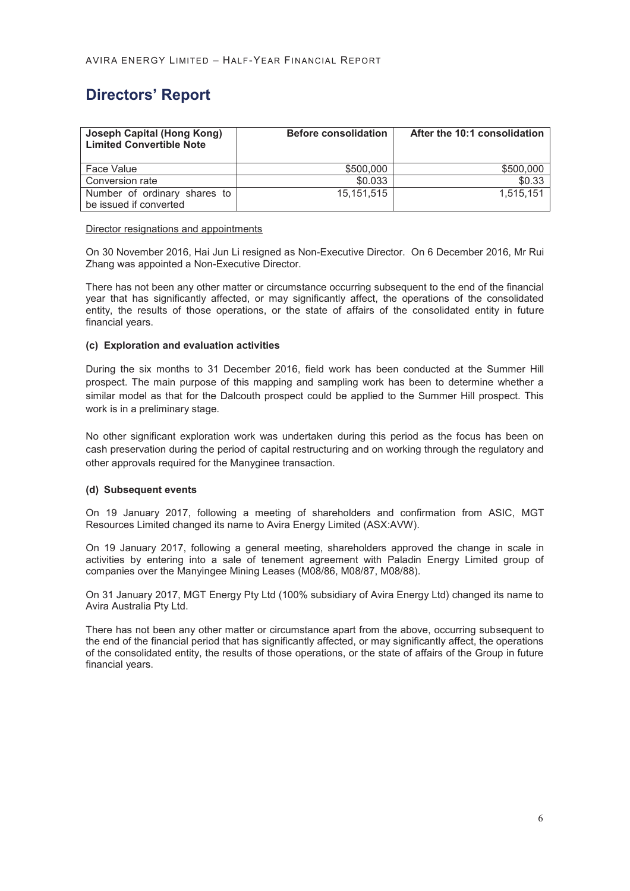# Directors' Report

| Joseph Capital (Hong Kong) Limited Convertible Note | Before consolidation | After the 10:1 consolidation |
|---|---|---|
| Face Value | \$500,000 | \$500,000 |
| Conversion rate | \$0.033 | \$0.33 |
| Number of ordinary shares to be issued if converted | 15,151,515 | 1,515,151 |

Director resignations and appointments

On 30 November 2016, Hai Jun Li resigned as Non-Executive Director. On 6 December 2016, Mr Rui Zhang was appointed a Non-Executive Director.

There has not been any other matter or circumstance occurring subsequent to the end of the financial year that has significantly affected, or may significantly affect, the operations of the consolidated entity, the results of those operations, or the state of affairs of the consolidated entity in future financial years.

#### (c) Exploration and evaluation activities

During the six months to 31 December 2016, field work has been conducted at the Summer Hill prospect. The main purpose of this mapping and sampling work has been to determine whether a similar model as that for the Dalcouth prospect could be applied to the Summer Hill prospect. This work is in a preliminary stage.

No other significant exploration work was undertaken during this period as the focus has been on cash preservation during the period of capital restructuring and on working through the regulatory and other approvals required for the Manyginee transaction.

#### (d) Subsequent events

On 19 January 2017, following a meeting of shareholders and confirmation from ASIC, MGT Resources Limited changed its name to Avira Energy Limited (ASX:AVW).

On 19 January 2017, following a general meeting, shareholders approved the change in scale in activities by entering into a sale of tenement agreement with Paladin Energy Limited group of companies over the Manyingee Mining Leases (M08/86, M08/87, M08/88).

On 31 January 2017, MGT Energy Pty Ltd (100% subsidiary of Avira Energy Ltd) changed its name to Avira Australia Pty Ltd.

There has not been any other matter or circumstance apart from the above, occurring subsequent to the end of the financial period that has significantly affected, or may significantly affect, the operations of the consolidated entity, the results of those operations, or the state of affairs of the Group in future financial years.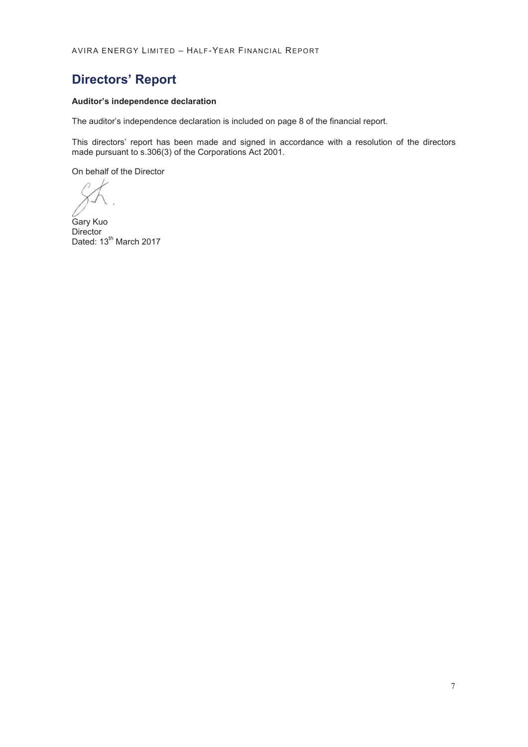# Directors' Report

**Auditor's independence declaration**

The auditor's independence declaration is included on page 8 of the financial report.

This directors' report has been made and signed in accordance with a resolution of the directors made pursuant to s.306(3) of the Corporations Act 2001.

On behalf of the Director

Gary Kuo
Director
Dated: 13th March 2017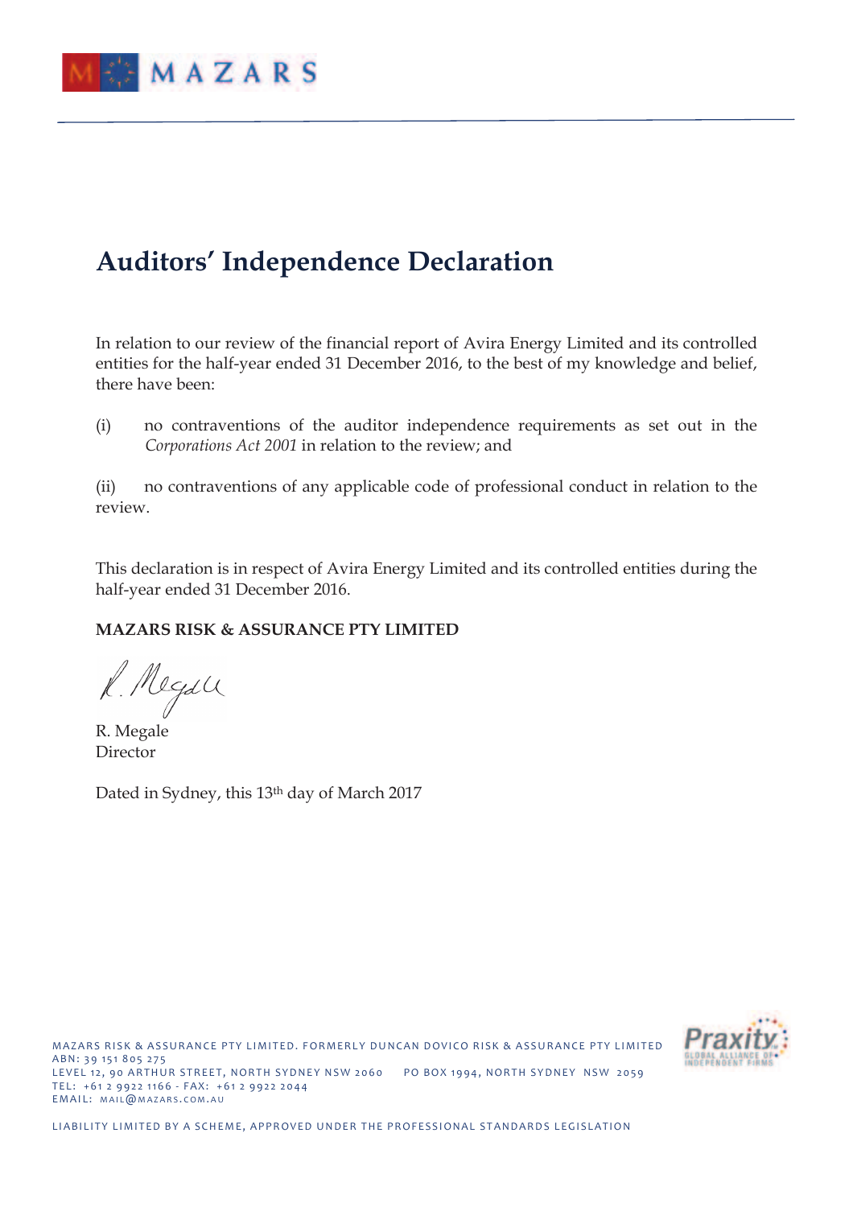# Auditors' Independence Declaration

In relation to our review of the financial report of Avira Energy Limited and its controlled entities for the half-year ended 31 December 2016, to the best of my knowledge and belief, there have been:

(i) no contraventions of the auditor independence requirements as set out in the *Corporations Act 2001* in relation to the review; and

(ii) no contraventions of any applicable code of professional conduct in relation to the review.

This declaration is in respect of Avira Energy Limited and its controlled entities during the half-year ended 31 December 2016.

**MAZARS RISK & ASSURANCE PTY LIMITED**

R. Megale
Director

Dated in Sydney, this 13th day of March 2017

MAZARS RISK & ASSURANCE PTY LIMITED. FORMERLY DUNCAN DOVICO RISK & ASSURANCE PTY LIMITED
ABN: 39 151 805 275
LEVEL 12, 90 ARTHUR STREET, NORTH SYDNEY NSW 2060 PO BOX 1994, NORTH SYDNEY NSW 2059
TEL: +61 2 9922 1166 - FAX: +61 2 9922 2044
EMAIL: MAIL@MAZARS.COM.AU

LIABILITY LIMITED BY A SCHEME, APPROVED UNDER THE PROFESSIONAL STANDARDS LEGISLATION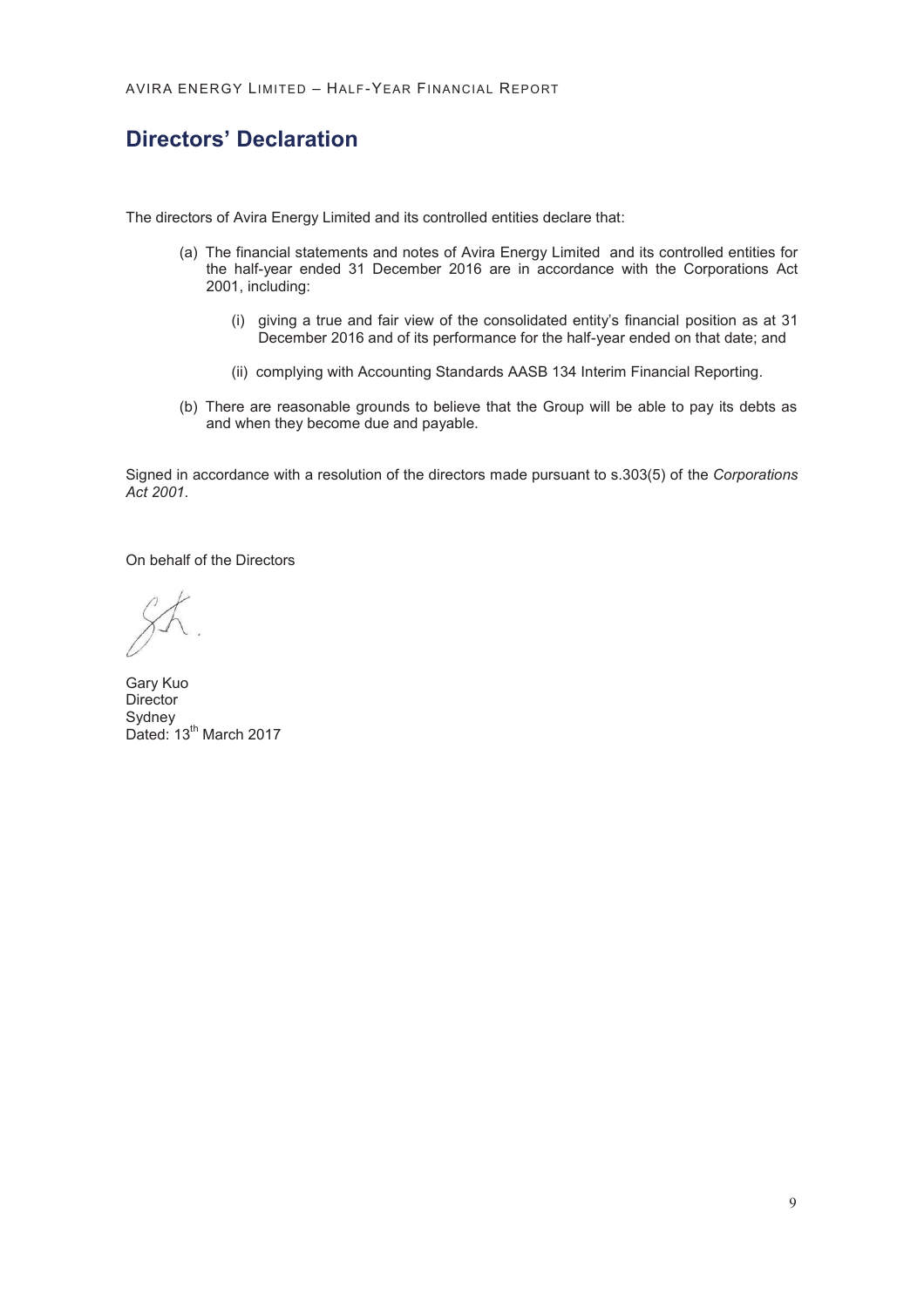# Directors' Declaration

The directors of Avira Energy Limited and its controlled entities declare that:

(a) The financial statements and notes of Avira Energy Limited and its controlled entities for the half-year ended 31 December 2016 are in accordance with the Corporations Act 2001, including:

    (i) giving a true and fair view of the consolidated entity's financial position as at 31 December 2016 and of its performance for the half-year ended on that date; and

    (ii) complying with Accounting Standards AASB 134 Interim Financial Reporting.

(b) There are reasonable grounds to believe that the Group will be able to pay its debts as and when they become due and payable.

Signed in accordance with a resolution of the directors made pursuant to s.303(5) of the *Corporations Act 2001*.

On behalf of the Directors

Gary Kuo
Director
Sydney
Dated: 13th March 2017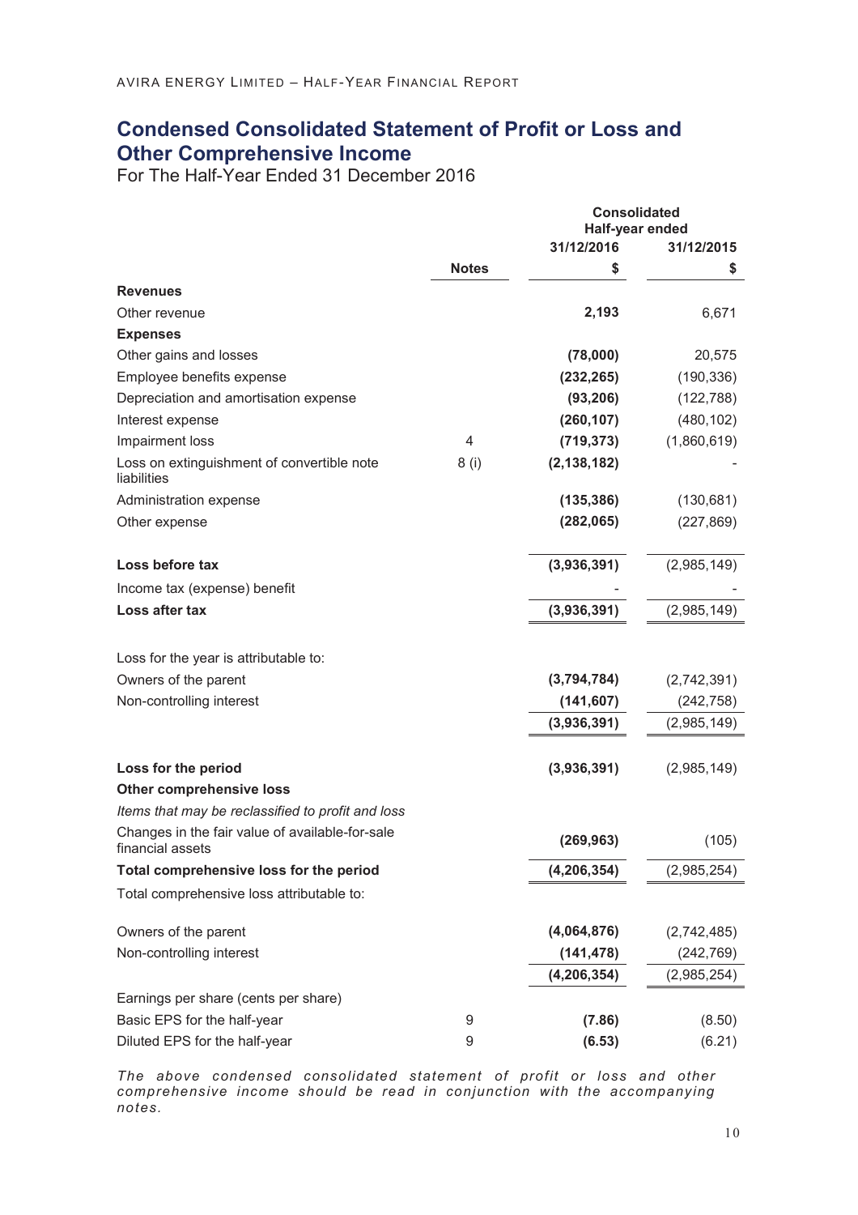# Condensed Consolidated Statement of Profit or Loss and Other Comprehensive Income

For The Half-Year Ended 31 December 2016

| | | Consolidated | |
|---|---|---|---|
| | | Half-year ended | |
| | | 31/12/2016 | 31/12/2015 |
| | Notes | $ | $ |
| **Revenues** | | | |
| Other revenue | | **2,193** | 6,671 |
| **Expenses** | | | |
| Other gains and losses | | **(78,000)** | 20,575 |
| Employee benefits expense | | **(232,265)** | (190,336) |
| Depreciation and amortisation expense | | **(93,206)** | (122,788) |
| Interest expense | | **(260,107)** | (480,102) |
| Impairment loss | 4 | **(719,373)** | (1,860,619) |
| Loss on extinguishment of convertible note liabilities | 8 (i) | **(2,138,182)** | - |
| Administration expense | | **(135,386)** | (130,681) |
| Other expense | | **(282,065)** | (227,869) |
| **Loss before tax** | | **(3,936,391)** | (2,985,149) |
| Income tax (expense) benefit | | - | - |
| **Loss after tax** | | **(3,936,391)** | (2,985,149) |
| Loss for the year is attributable to: | | | |
| Owners of the parent | | **(3,794,784)** | (2,742,391) |
| Non-controlling interest | | **(141,607)** | (242,758) |
| | | **(3,936,391)** | (2,985,149) |
| **Loss for the period** | | **(3,936,391)** | (2,985,149) |
| **Other comprehensive loss** | | | |
| *Items that may be reclassified to profit and loss* | | | |
| Changes in the fair value of available-for-sale financial assets | | **(269,963)** | (105) |
| **Total comprehensive loss for the period** | | **(4,206,354)** | (2,985,254) |
| Total comprehensive loss attributable to: | | | |
| Owners of the parent | | **(4,064,876)** | (2,742,485) |
| Non-controlling interest | | **(141,478)** | (242,769) |
| | | **(4,206,354)** | (2,985,254) |
| Earnings per share (cents per share) | | | |
| Basic EPS for the half-year | 9 | **(7.86)** | (8.50) |
| Diluted EPS for the half-year | 9 | **(6.53)** | (6.21) |

*The above condensed consolidated statement of profit or loss and other comprehensive income should be read in conjunction with the accompanying notes.*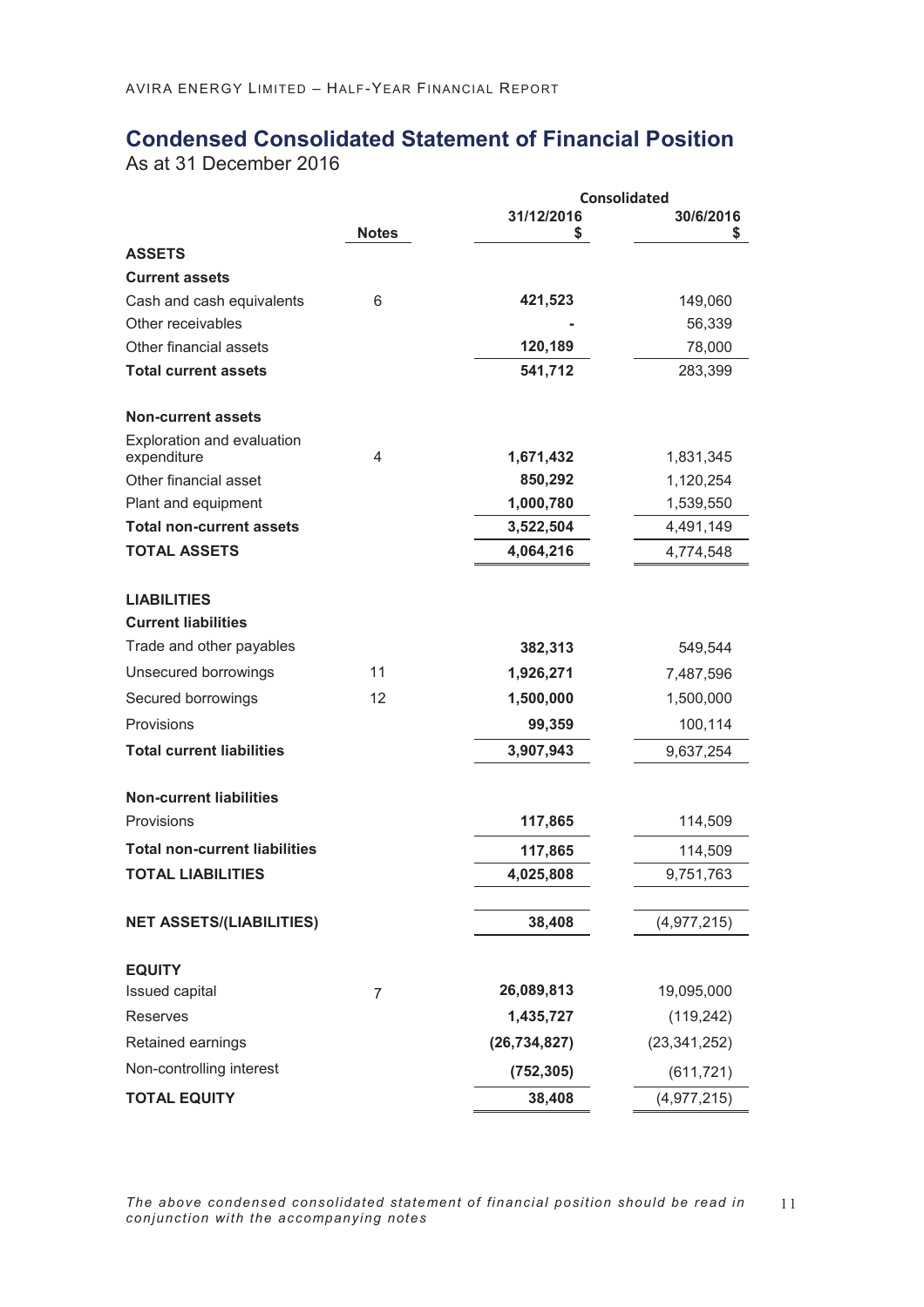# Condensed Consolidated Statement of Financial Position

As at 31 December 2016

| | Notes | Consolidated 31/12/2016 $ | 30/6/2016 $ |
|---|---|---|---|
| **ASSETS** | | | |
| **Current assets** | | | |
| Cash and cash equivalents | 6 | **421,523** | 149,060 |
| Other receivables | | **-** | 56,339 |
| Other financial assets | | **120,189** | 78,000 |
| **Total current assets** | | **541,712** | 283,399 |
| | | | |
| **Non-current assets** | | | |
| Exploration and evaluation expenditure | 4 | **1,671,432** | 1,831,345 |
| Other financial asset | | **850,292** | 1,120,254 |
| Plant and equipment | | **1,000,780** | 1,539,550 |
| **Total non-current assets** | | **3,522,504** | 4,491,149 |
| **TOTAL ASSETS** | | **4,064,216** | 4,774,548 |
| | | | |
| **LIABILITIES** | | | |
| **Current liabilities** | | | |
| Trade and other payables | | **382,313** | 549,544 |
| Unsecured borrowings | 11 | **1,926,271** | 7,487,596 |
| Secured borrowings | 12 | **1,500,000** | 1,500,000 |
| Provisions | | **99,359** | 100,114 |
| **Total current liabilities** | | **3,907,943** | 9,637,254 |
| | | | |
| **Non-current liabilities** | | | |
| Provisions | | **117,865** | 114,509 |
| **Total non-current liabilities** | | **117,865** | 114,509 |
| **TOTAL LIABILITIES** | | **4,025,808** | 9,751,763 |
| | | | |
| **NET ASSETS/(LIABILITIES)** | | **38,408** | (4,977,215) |
| | | | |
| **EQUITY** | | | |
| Issued capital | 7 | **26,089,813** | 19,095,000 |
| Reserves | | **1,435,727** | (119,242) |
| Retained earnings | | **(26,734,827)** | (23,341,252) |
| Non-controlling interest | | **(752,305)** | (611,721) |
| **TOTAL EQUITY** | | **38,408** | (4,977,215) |

*The above condensed consolidated statement of financial position should be read in conjunction with the accompanying notes*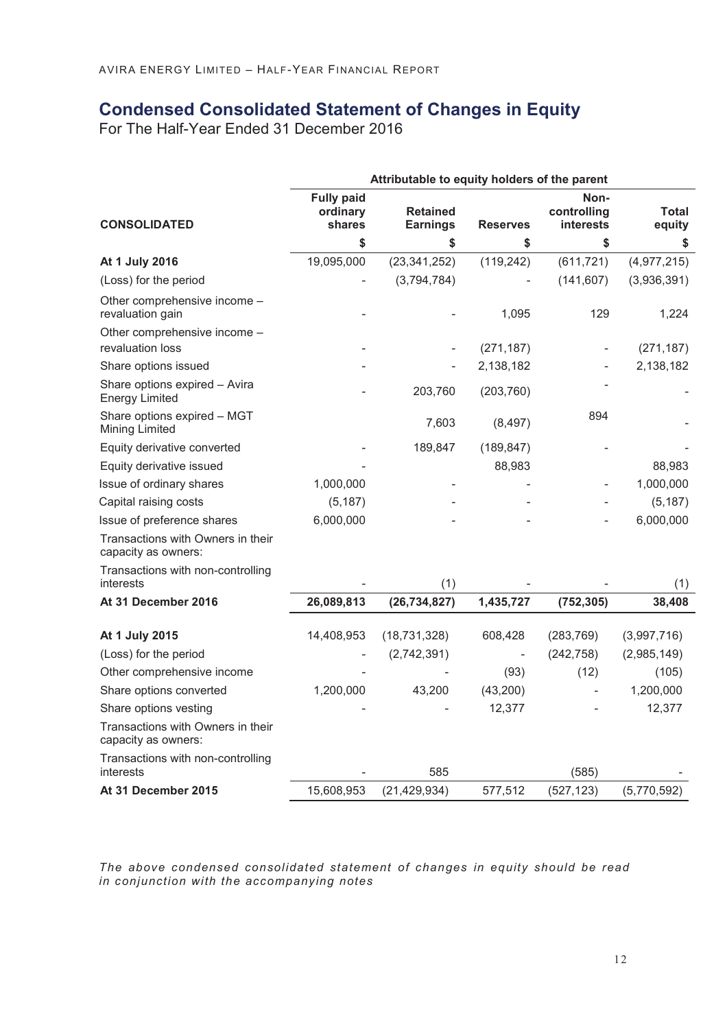## Condensed Consolidated Statement of Changes in Equity

For The Half-Year Ended 31 December 2016

| | Attributable to equity holders of the parent | | | | |
|---|---|---|---|---|---|
| **CONSOLIDATED** | **Fully paid ordinary shares** | **Retained Earnings** | **Reserves** | **Non-controlling interests** | **Total equity** |
| | **$** | **$** | **$** | **$** | **$** |
| **At 1 July 2016** | 19,095,000 | (23,341,252) | (119,242) | (611,721) | (4,977,215) |
| (Loss) for the period | - | (3,794,784) | - | (141,607) | (3,936,391) |
| Other comprehensive income – revaluation gain | - | - | 1,095 | 129 | 1,224 |
| Other comprehensive income – revaluation loss | - | - | (271,187) | - | (271,187) |
| Share options issued | - | - | 2,138,182 | - | 2,138,182 |
| Share options expired – Avira Energy Limited | - | 203,760 | (203,760) | - | - |
| Share options expired – MGT Mining Limited | | 7,603 | (8,497) | 894 | - |
| Equity derivative converted | - | 189,847 | (189,847) | - | - |
| Equity derivative issued | - | | 88,983 | | 88,983 |
| Issue of ordinary shares | 1,000,000 | - | - | - | 1,000,000 |
| Capital raising costs | (5,187) | - | - | - | (5,187) |
| Issue of preference shares | 6,000,000 | - | - | - | 6,000,000 |
| Transactions with Owners in their capacity as owners: | | | | | |
| Transactions with non-controlling interests | - | (1) | - | - | (1) |
| **At 31 December 2016** | **26,089,813** | **(26,734,827)** | **1,435,727** | **(752,305)** | **38,408** |
| | | | | | |
| **At 1 July 2015** | 14,408,953 | (18,731,328) | 608,428 | (283,769) | (3,997,716) |
| (Loss) for the period | - | (2,742,391) | - | (242,758) | (2,985,149) |
| Other comprehensive income | - | - | (93) | (12) | (105) |
| Share options converted | 1,200,000 | 43,200 | (43,200) | - | 1,200,000 |
| Share options vesting | - | - | 12,377 | - | 12,377 |
| Transactions with Owners in their capacity as owners: | | | | | |
| Transactions with non-controlling interests | - | 585 | | (585) | - |
| **At 31 December 2015** | 15,608,953 | (21,429,934) | 577,512 | (527,123) | (5,770,592) |

*The above condensed consolidated statement of changes in equity should be read in conjunction with the accompanying notes*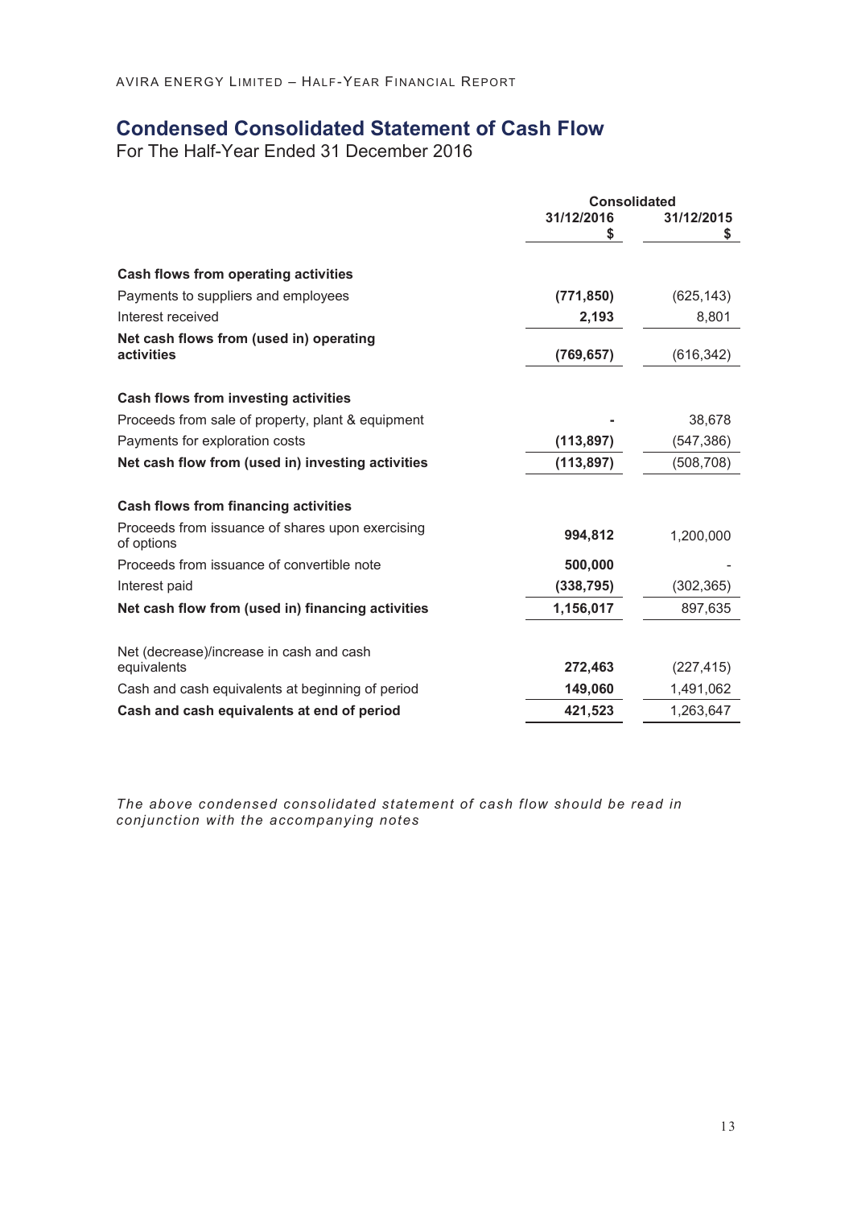# Condensed Consolidated Statement of Cash Flow

For The Half-Year Ended 31 December 2016

| | Consolidated | |
|---|---|---|
| | 31/12/2016<br>$ | 31/12/2015<br>$ |
| **Cash flows from operating activities** | | |
| Payments to suppliers and employees | **(771,850)** | (625,143) |
| Interest received | **2,193** | 8,801 |
| **Net cash flows from (used in) operating activities** | **(769,657)** | (616,342) |
| **Cash flows from investing activities** | | |
| Proceeds from sale of property, plant & equipment | **-** | 38,678 |
| Payments for exploration costs | **(113,897)** | (547,386) |
| **Net cash flow from (used in) investing activities** | **(113,897)** | (508,708) |
| **Cash flows from financing activities** | | |
| Proceeds from issuance of shares upon exercising of options | **994,812** | 1,200,000 |
| Proceeds from issuance of convertible note | **500,000** | - |
| Interest paid | **(338,795)** | (302,365) |
| **Net cash flow from (used in) financing activities** | **1,156,017** | 897,635 |
| Net (decrease)/increase in cash and cash equivalents | **272,463** | (227,415) |
| Cash and cash equivalents at beginning of period | **149,060** | 1,491,062 |
| **Cash and cash equivalents at end of period** | **421,523** | 1,263,647 |

*The above condensed consolidated statement of cash flow should be read in conjunction with the accompanying notes*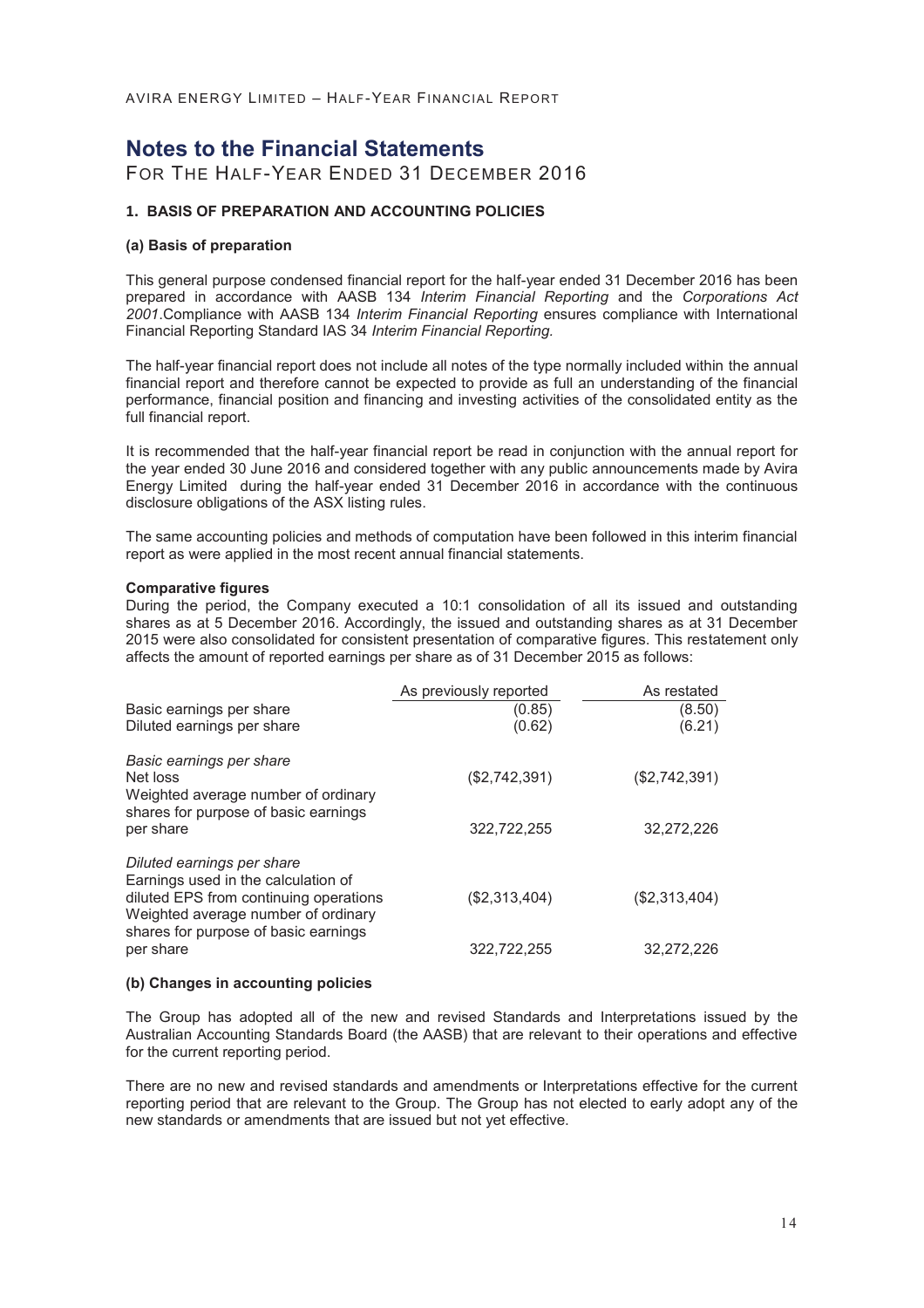# Notes to the Financial Statements

FOR THE HALF-YEAR ENDED 31 DECEMBER 2016

### 1. BASIS OF PREPARATION AND ACCOUNTING POLICIES

#### (a) Basis of preparation

This general purpose condensed financial report for the half-year ended 31 December 2016 has been prepared in accordance with AASB 134 *Interim Financial Reporting* and the *Corporations Act 2001*.Compliance with AASB 134 *Interim Financial Reporting* ensures compliance with International Financial Reporting Standard IAS 34 *Interim Financial Reporting.*

The half-year financial report does not include all notes of the type normally included within the annual financial report and therefore cannot be expected to provide as full an understanding of the financial performance, financial position and financing and investing activities of the consolidated entity as the full financial report.

It is recommended that the half-year financial report be read in conjunction with the annual report for the year ended 30 June 2016 and considered together with any public announcements made by Avira Energy Limited during the half-year ended 31 December 2016 in accordance with the continuous disclosure obligations of the ASX listing rules.

The same accounting policies and methods of computation have been followed in this interim financial report as were applied in the most recent annual financial statements.

**Comparative figures**

During the period, the Company executed a 10:1 consolidation of all its issued and outstanding shares as at 5 December 2016. Accordingly, the issued and outstanding shares as at 31 December 2015 were also consolidated for consistent presentation of comparative figures. This restatement only affects the amount of reported earnings per share as of 31 December 2015 as follows:

| | As previously reported | As restated |
|---|---|---|
| Basic earnings per share | (0.85) | (8.50) |
| Diluted earnings per share | (0.62) | (6.21) |
| *Basic earnings per share* | | |
| Net loss | ($2,742,391) | ($2,742,391) |
| Weighted average number of ordinary shares for purpose of basic earnings per share | 322,722,255 | 32,272,226 |
| *Diluted earnings per share* | | |
| Earnings used in the calculation of diluted EPS from continuing operations | ($2,313,404) | ($2,313,404) |
| Weighted average number of ordinary shares for purpose of basic earnings per share | 322,722,255 | 32,272,226 |

#### (b) Changes in accounting policies

The Group has adopted all of the new and revised Standards and Interpretations issued by the Australian Accounting Standards Board (the AASB) that are relevant to their operations and effective for the current reporting period.

There are no new and revised standards and amendments or Interpretations effective for the current reporting period that are relevant to the Group. The Group has not elected to early adopt any of the new standards or amendments that are issued but not yet effective.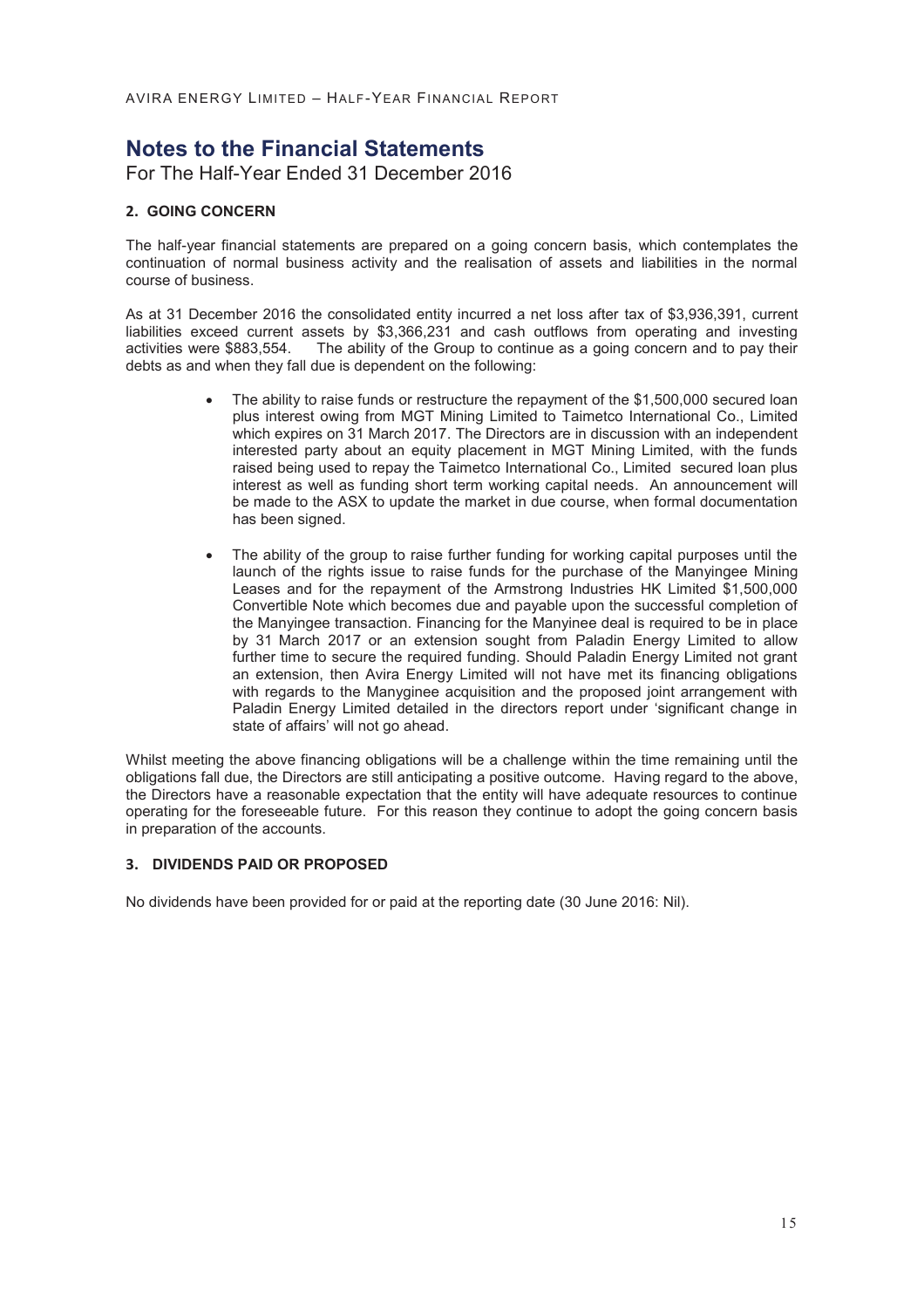# Notes to the Financial Statements

For The Half-Year Ended 31 December 2016

### 2. GOING CONCERN

The half-year financial statements are prepared on a going concern basis, which contemplates the continuation of normal business activity and the realisation of assets and liabilities in the normal course of business.

As at 31 December 2016 the consolidated entity incurred a net loss after tax of $3,936,391, current liabilities exceed current assets by $3,366,231 and cash outflows from operating and investing activities were $883,554. The ability of the Group to continue as a going concern and to pay their debts as and when they fall due is dependent on the following:

- The ability to raise funds or restructure the repayment of the $1,500,000 secured loan plus interest owing from MGT Mining Limited to Taimetco International Co., Limited which expires on 31 March 2017. The Directors are in discussion with an independent interested party about an equity placement in MGT Mining Limited, with the funds raised being used to repay the Taimetco International Co., Limited secured loan plus interest as well as funding short term working capital needs. An announcement will be made to the ASX to update the market in due course, when formal documentation has been signed.

- The ability of the group to raise further funding for working capital purposes until the launch of the rights issue to raise funds for the purchase of the Manyingee Mining Leases and for the repayment of the Armstrong Industries HK Limited $1,500,000 Convertible Note which becomes due and payable upon the successful completion of the Manyingee transaction. Financing for the Manyinee deal is required to be in place by 31 March 2017 or an extension sought from Paladin Energy Limited to allow further time to secure the required funding. Should Paladin Energy Limited not grant an extension, then Avira Energy Limited will not have met its financing obligations with regards to the Manyginee acquisition and the proposed joint arrangement with Paladin Energy Limited detailed in the directors report under 'significant change in state of affairs' will not go ahead.

Whilst meeting the above financing obligations will be a challenge within the time remaining until the obligations fall due, the Directors are still anticipating a positive outcome. Having regard to the above, the Directors have a reasonable expectation that the entity will have adequate resources to continue operating for the foreseeable future. For this reason they continue to adopt the going concern basis in preparation of the accounts.

### 3. DIVIDENDS PAID OR PROPOSED

No dividends have been provided for or paid at the reporting date (30 June 2016: Nil).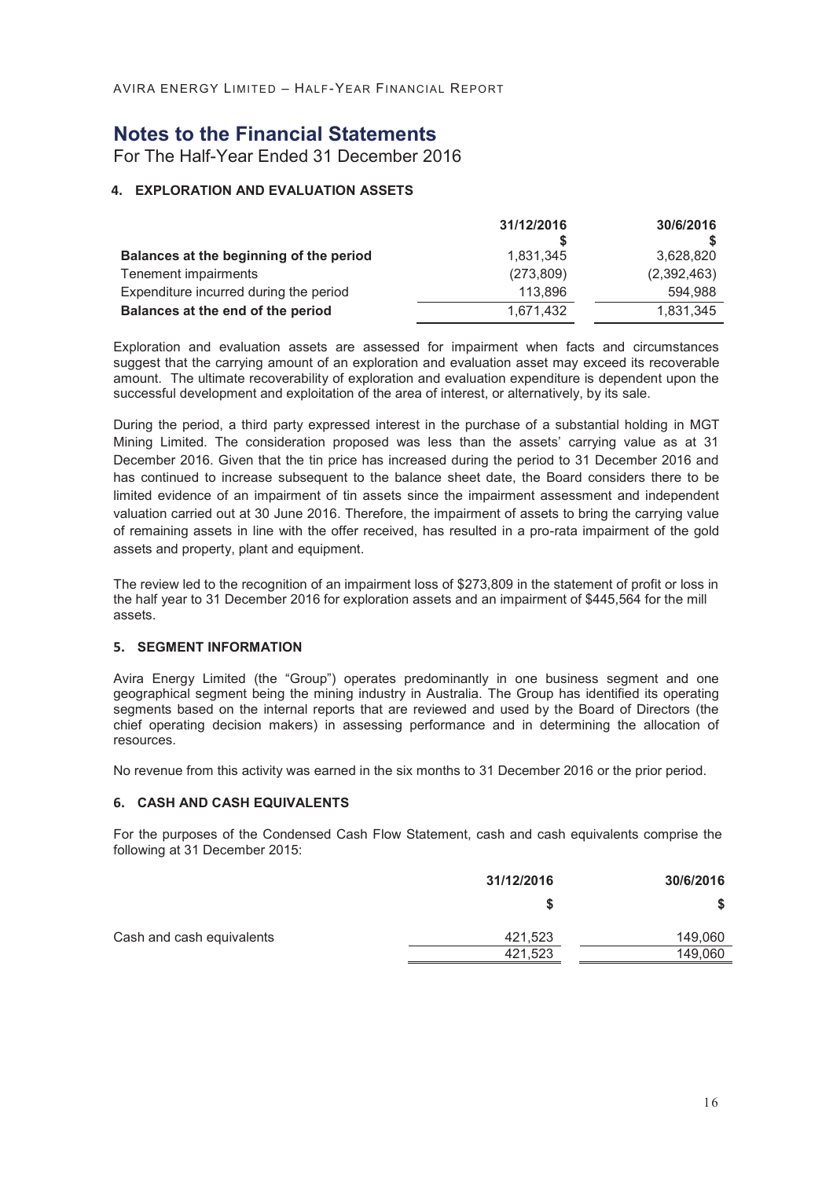# Notes to the Financial Statements

For The Half-Year Ended 31 December 2016

### 4. EXPLORATION AND EVALUATION ASSETS

| | 31/12/2016 | 30/6/2016 |
|---|---|---|
| | $ | $ |
| **Balances at the beginning of the period** | 1,831,345 | 3,628,820 |
| Tenement impairments | (273,809) | (2,392,463) |
| Expenditure incurred during the period | 113,896 | 594,988 |
| **Balances at the end of the period** | 1,671,432 | 1,831,345 |

Exploration and evaluation assets are assessed for impairment when facts and circumstances suggest that the carrying amount of an exploration and evaluation asset may exceed its recoverable amount. The ultimate recoverability of exploration and evaluation expenditure is dependent upon the successful development and exploitation of the area of interest, or alternatively, by its sale.

During the period, a third party expressed interest in the purchase of a substantial holding in MGT Mining Limited. The consideration proposed was less than the assets' carrying value as at 31 December 2016. Given that the tin price has increased during the period to 31 December 2016 and has continued to increase subsequent to the balance sheet date, the Board considers there to be limited evidence of an impairment of tin assets since the impairment assessment and independent valuation carried out at 30 June 2016. Therefore, the impairment of assets to bring the carrying value of remaining assets in line with the offer received, has resulted in a pro-rata impairment of the gold assets and property, plant and equipment.

The review led to the recognition of an impairment loss of $273,809 in the statement of profit or loss in the half year to 31 December 2016 for exploration assets and an impairment of $445,564 for the mill assets.

### 5. SEGMENT INFORMATION

Avira Energy Limited (the "Group") operates predominantly in one business segment and one geographical segment being the mining industry in Australia. The Group has identified its operating segments based on the internal reports that are reviewed and used by the Board of Directors (the chief operating decision makers) in assessing performance and in determining the allocation of resources.

No revenue from this activity was earned in the six months to 31 December 2016 or the prior period.

### 6. CASH AND CASH EQUIVALENTS

For the purposes of the Condensed Cash Flow Statement, cash and cash equivalents comprise the following at 31 December 2015:

| | 31/12/2016 | 30/6/2016 |
|---|---|---|
| | $ | $ |
| Cash and cash equivalents | 421,523 | 149,060 |
| | 421,523 | 149,060 |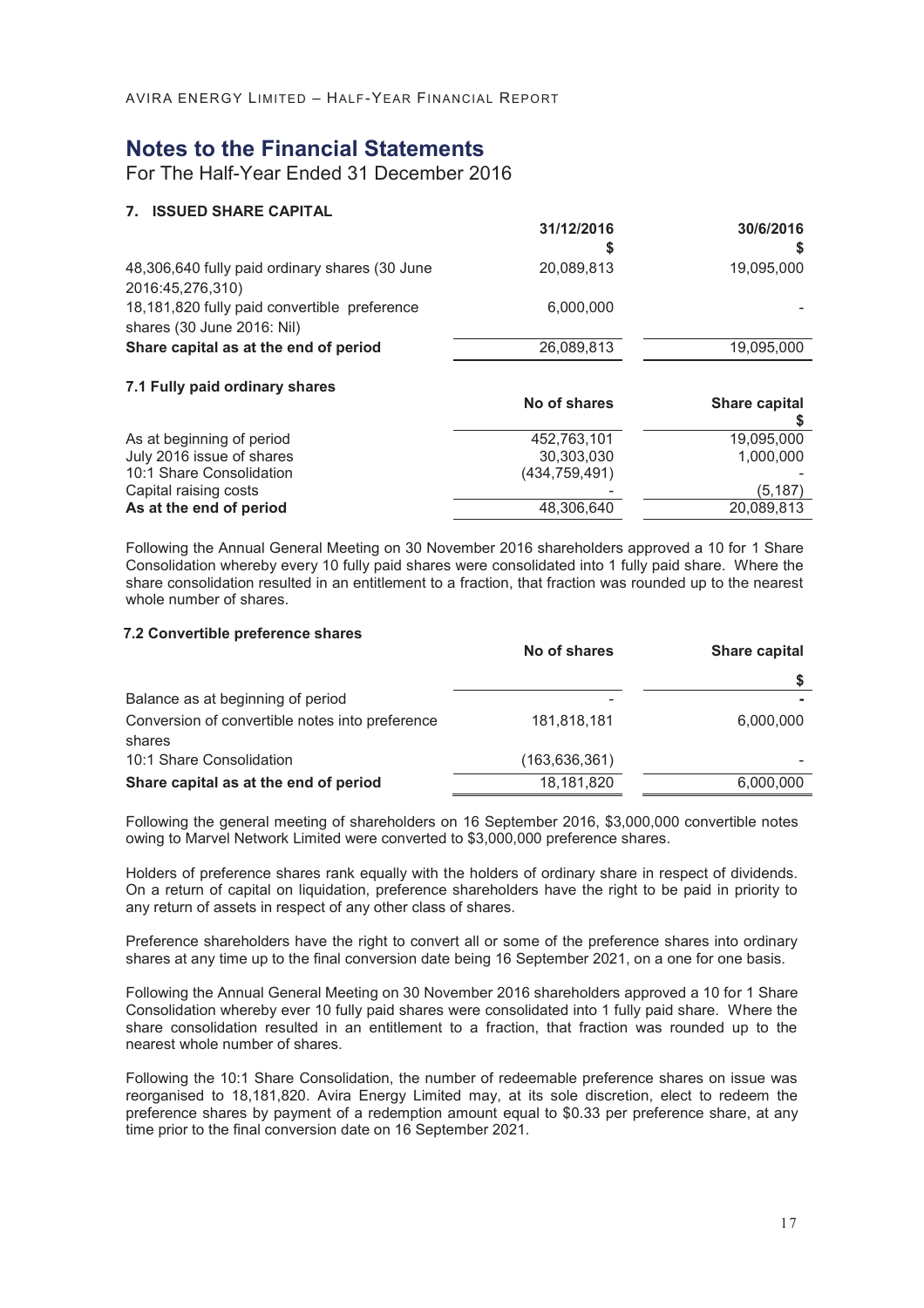# Notes to the Financial Statements

For The Half-Year Ended 31 December 2016

## 7. ISSUED SHARE CAPITAL

| | 31/12/2016 $ | 30/6/2016 $ |
|---|---|---|
| 48,306,640 fully paid ordinary shares (30 June 2016:45,276,310) | 20,089,813 | 19,095,000 |
| 18,181,820 fully paid convertible preference shares (30 June 2016: Nil) | 6,000,000 | - |
| **Share capital as at the end of period** | 26,089,813 | 19,095,000 |

### 7.1 Fully paid ordinary shares

| | No of shares | Share capital $ |
|---|---|---|
| As at beginning of period | 452,763,101 | 19,095,000 |
| July 2016 issue of shares | 30,303,030 | 1,000,000 |
| 10:1 Share Consolidation | (434,759,491) | - |
| Capital raising costs | - | (5,187) |
| **As at the end of period** | 48,306,640 | 20,089,813 |

Following the Annual General Meeting on 30 November 2016 shareholders approved a 10 for 1 Share Consolidation whereby every 10 fully paid shares were consolidated into 1 fully paid share. Where the share consolidation resulted in an entitlement to a fraction, that fraction was rounded up to the nearest whole number of shares.

### 7.2 Convertible preference shares

| | No of shares | Share capital $ |
|---|---|---|
| Balance as at beginning of period | - | - |
| Conversion of convertible notes into preference shares | 181,818,181 | 6,000,000 |
| 10:1 Share Consolidation | (163,636,361) | - |
| **Share capital as at the end of period** | 18,181,820 | 6,000,000 |

Following the general meeting of shareholders on 16 September 2016, $3,000,000 convertible notes owing to Marvel Network Limited were converted to $3,000,000 preference shares.

Holders of preference shares rank equally with the holders of ordinary share in respect of dividends. On a return of capital on liquidation, preference shareholders have the right to be paid in priority to any return of assets in respect of any other class of shares.

Preference shareholders have the right to convert all or some of the preference shares into ordinary shares at any time up to the final conversion date being 16 September 2021, on a one for one basis.

Following the Annual General Meeting on 30 November 2016 shareholders approved a 10 for 1 Share Consolidation whereby ever 10 fully paid shares were consolidated into 1 fully paid share. Where the share consolidation resulted in an entitlement to a fraction, that fraction was rounded up to the nearest whole number of shares.

Following the 10:1 Share Consolidation, the number of redeemable preference shares on issue was reorganised to 18,181,820. Avira Energy Limited may, at its sole discretion, elect to redeem the preference shares by payment of a redemption amount equal to $0.33 per preference share, at any time prior to the final conversion date on 16 September 2021.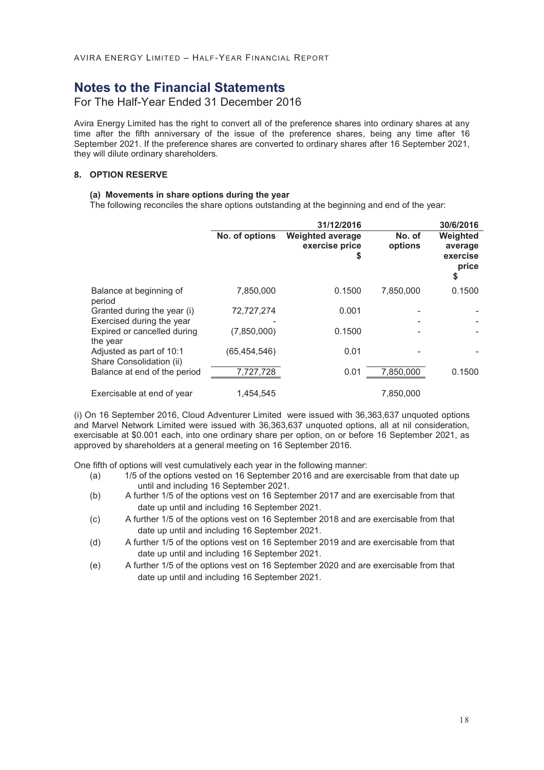# Notes to the Financial Statements

For The Half-Year Ended 31 December 2016

Avira Energy Limited has the right to convert all of the preference shares into ordinary shares at any time after the fifth anniversary of the issue of the preference shares, being any time after 16 September 2021. If the preference shares are converted to ordinary shares after 16 September 2021, they will dilute ordinary shareholders.

### 8. OPTION RESERVE

#### (a) Movements in share options during the year

The following reconciles the share options outstanding at the beginning and end of the year:

| | 31/12/2016 | | 30/6/2016 | |
|---|---|---|---|---|
| | No. of options | Weighted average exercise price $ | No. of options | Weighted average exercise price $ |
| Balance at beginning of period | 7,850,000 | 0.1500 | 7,850,000 | 0.1500 |
| Granted during the year (i) | 72,727,274 | 0.001 | - | - |
| Exercised during the year | - | | - | - |
| Expired or cancelled during the year | (7,850,000) | 0.1500 | - | - |
| Adjusted as part of 10:1 Share Consolidation (ii) | (65,454,546) | 0.01 | - | - |
| Balance at end of the period | 7,727,728 | 0.01 | 7,850,000 | 0.1500 |
| Exercisable at end of year | 1,454,545 | | 7,850,000 | |

(i) On 16 September 2016, Cloud Adventurer Limited were issued with 36,363,637 unquoted options and Marvel Network Limited were issued with 36,363,637 unquoted options, all at nil consideration, exercisable at $0.001 each, into one ordinary share per option, on or before 16 September 2021, as approved by shareholders at a general meeting on 16 September 2016.

One fifth of options will vest cumulatively each year in the following manner:

(a) 1/5 of the options vested on 16 September 2016 and are exercisable from that date up until and including 16 September 2021.

(b) A further 1/5 of the options vest on 16 September 2017 and are exercisable from that date up until and including 16 September 2021.

(c) A further 1/5 of the options vest on 16 September 2018 and are exercisable from that date up until and including 16 September 2021.

(d) A further 1/5 of the options vest on 16 September 2019 and are exercisable from that date up until and including 16 September 2021.

(e) A further 1/5 of the options vest on 16 September 2020 and are exercisable from that date up until and including 16 September 2021.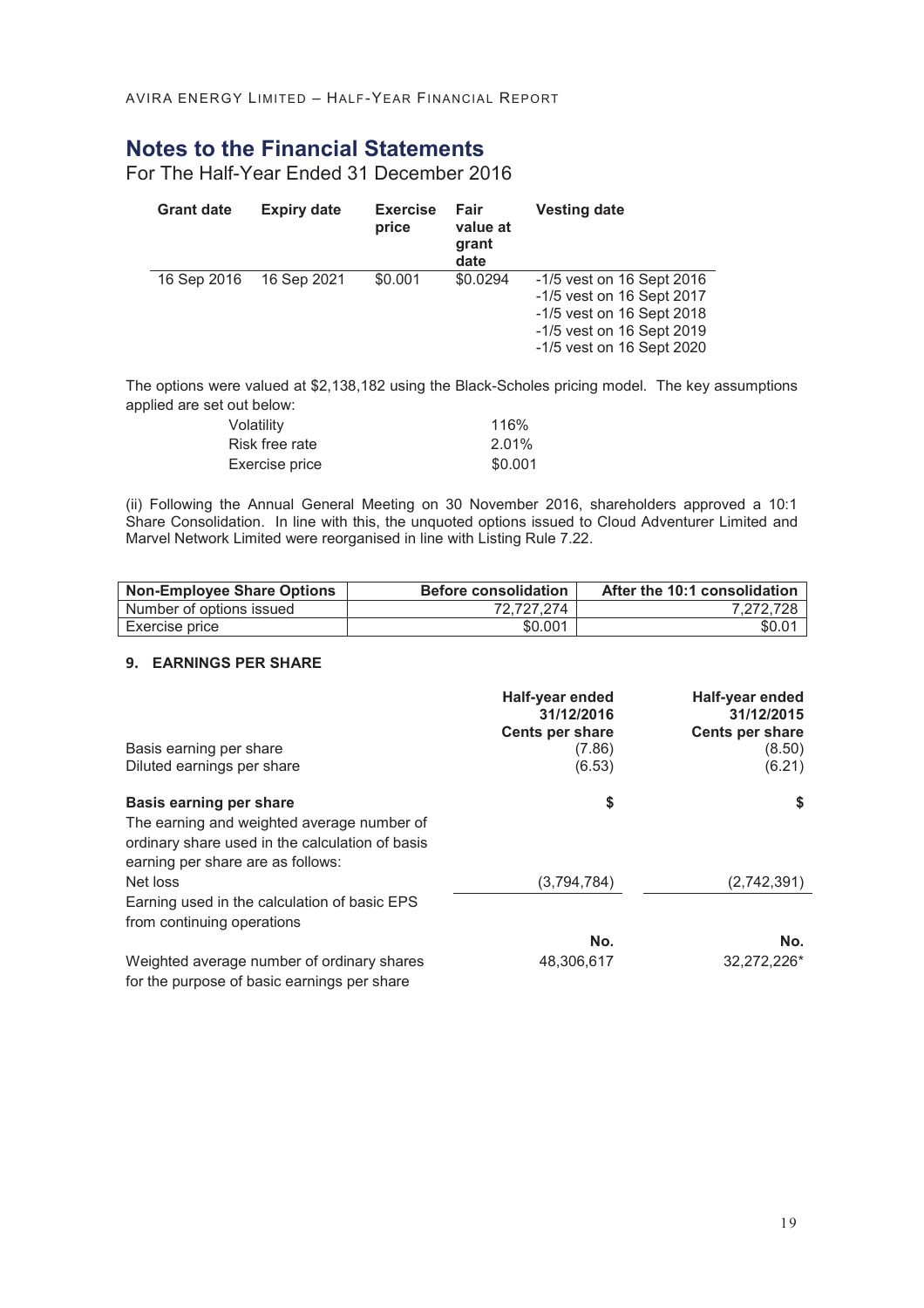# Notes to the Financial Statements

For The Half-Year Ended 31 December 2016

| Grant date | Expiry date | Exercise price | Fair value at grant date | Vesting date |
|---|---|---|---|---|
| 16 Sep 2016 | 16 Sep 2021 | $0.001 | $0.0294 | -1/5 vest on 16 Sept 2016<br>-1/5 vest on 16 Sept 2017<br>-1/5 vest on 16 Sept 2018<br>-1/5 vest on 16 Sept 2019<br>-1/5 vest on 16 Sept 2020 |

The options were valued at $2,138,182 using the Black-Scholes pricing model. The key assumptions applied are set out below:

| | |
|---|---|
| Volatility | 116% |
| Risk free rate | 2.01% |
| Exercise price | $0.001 |

(ii) Following the Annual General Meeting on 30 November 2016, shareholders approved a 10:1 Share Consolidation. In line with this, the unquoted options issued to Cloud Adventurer Limited and Marvel Network Limited were reorganised in line with Listing Rule 7.22.

| Non-Employee Share Options | Before consolidation | After the 10:1 consolidation |
|---|---|---|
| Number of options issued | 72,727,274 | 7,272,728 |
| Exercise price | $0.001 | $0.01 |

### 9. EARNINGS PER SHARE

| | Half-year ended 31/12/2016 Cents per share | Half-year ended 31/12/2015 Cents per share |
|---|---|---|
| Basis earning per share | (7.86) | (8.50) |
| Diluted earnings per share | (6.53) | (6.21) |

| | $ | $ |
|---|---|---|
| **Basis earning per share**<br>The earning and weighted average number of ordinary share used in the calculation of basis earning per share are as follows: | | |
| Net loss | (3,794,784) | (2,742,391) |
| Earning used in the calculation of basic EPS from continuing operations | | |
| | **No.** | **No.** |
| Weighted average number of ordinary shares for the purpose of basic earnings per share | 48,306,617 | 32,272,226* |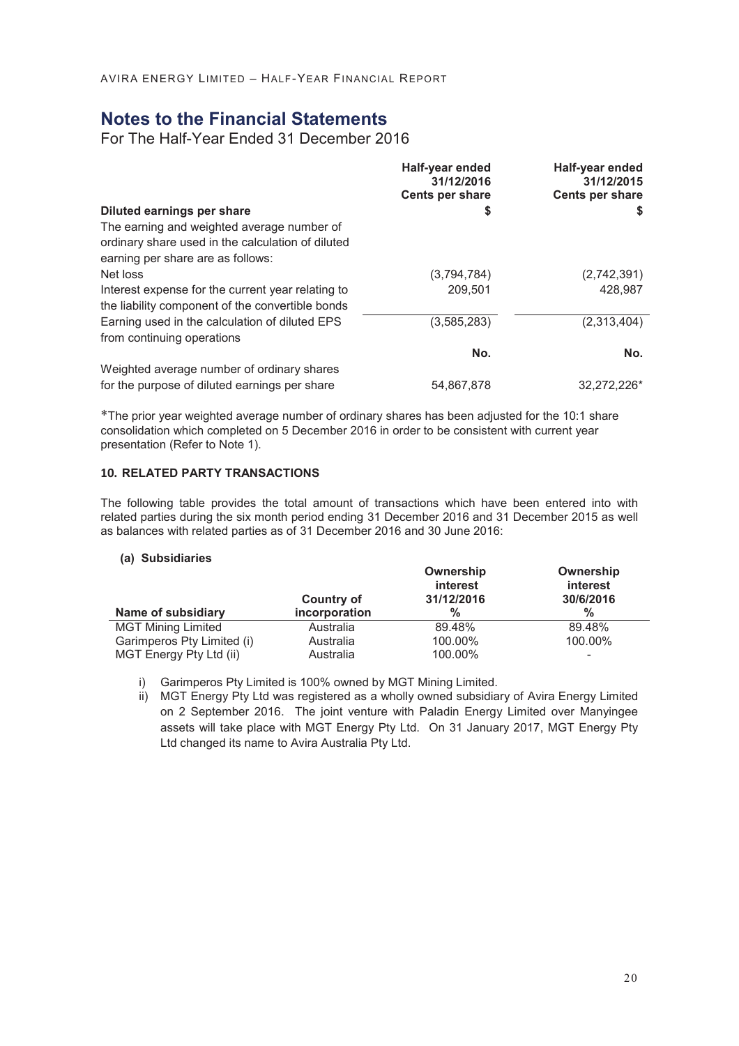# Notes to the Financial Statements

For The Half-Year Ended 31 December 2016

| | Half-year ended 31/12/2016 Cents per share | Half-year ended 31/12/2015 Cents per share |
|---|---|---|
| **Diluted earnings per share** | **$** | **$** |
| The earning and weighted average number of ordinary share used in the calculation of diluted earning per share are as follows: | | |
| Net loss | (3,794,784) | (2,742,391) |
| Interest expense for the current year relating to the liability component of the convertible bonds | 209,501 | 428,987 |
| Earning used in the calculation of diluted EPS from continuing operations | (3,585,283) | (2,313,404) |
| | **No.** | **No.** |
| Weighted average number of ordinary shares for the purpose of diluted earnings per share | 54,867,878 | 32,272,226* |

*The prior year weighted average number of ordinary shares has been adjusted for the 10:1 share consolidation which completed on 5 December 2016 in order to be consistent with current year presentation (Refer to Note 1).

### 10. RELATED PARTY TRANSACTIONS

The following table provides the total amount of transactions which have been entered into with related parties during the six month period ending 31 December 2016 and 31 December 2015 as well as balances with related parties as of 31 December 2016 and 30 June 2016:

**(a) Subsidiaries**

| Name of subsidiary | Country of incorporation | Ownership interest 31/12/2016 % | Ownership interest 30/6/2016 % |
|---|---|---|---|
| MGT Mining Limited | Australia | 89.48% | 89.48% |
| Garimperos Pty Limited (i) | Australia | 100.00% | 100.00% |
| MGT Energy Pty Ltd (ii) | Australia | 100.00% | - |

i) Garimperos Pty Limited is 100% owned by MGT Mining Limited.

ii) MGT Energy Pty Ltd was registered as a wholly owned subsidiary of Avira Energy Limited on 2 September 2016. The joint venture with Paladin Energy Limited over Manyingee assets will take place with MGT Energy Pty Ltd. On 31 January 2017, MGT Energy Pty Ltd changed its name to Avira Australia Pty Ltd.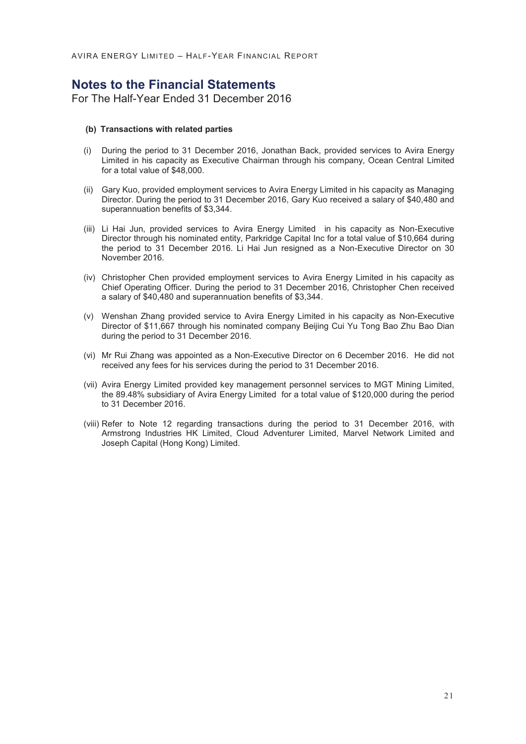# Notes to the Financial Statements

For The Half-Year Ended 31 December 2016

**(b) Transactions with related parties**

(i) During the period to 31 December 2016, Jonathan Back, provided services to Avira Energy Limited in his capacity as Executive Chairman through his company, Ocean Central Limited for a total value of $48,000.

(ii) Gary Kuo, provided employment services to Avira Energy Limited in his capacity as Managing Director. During the period to 31 December 2016, Gary Kuo received a salary of $40,480 and superannuation benefits of $3,344.

(iii) Li Hai Jun, provided services to Avira Energy Limited in his capacity as Non-Executive Director through his nominated entity, Parkridge Capital Inc for a total value of $10,664 during the period to 31 December 2016. Li Hai Jun resigned as a Non-Executive Director on 30 November 2016.

(iv) Christopher Chen provided employment services to Avira Energy Limited in his capacity as Chief Operating Officer. During the period to 31 December 2016, Christopher Chen received a salary of $40,480 and superannuation benefits of $3,344.

(v) Wenshan Zhang provided service to Avira Energy Limited in his capacity as Non-Executive Director of $11,667 through his nominated company Beijing Cui Yu Tong Bao Zhu Bao Dian during the period to 31 December 2016.

(vi) Mr Rui Zhang was appointed as a Non-Executive Director on 6 December 2016. He did not received any fees for his services during the period to 31 December 2016.

(vii) Avira Energy Limited provided key management personnel services to MGT Mining Limited, the 89.48% subsidiary of Avira Energy Limited for a total value of $120,000 during the period to 31 December 2016.

(viii) Refer to Note 12 regarding transactions during the period to 31 December 2016, with Armstrong Industries HK Limited, Cloud Adventurer Limited, Marvel Network Limited and Joseph Capital (Hong Kong) Limited.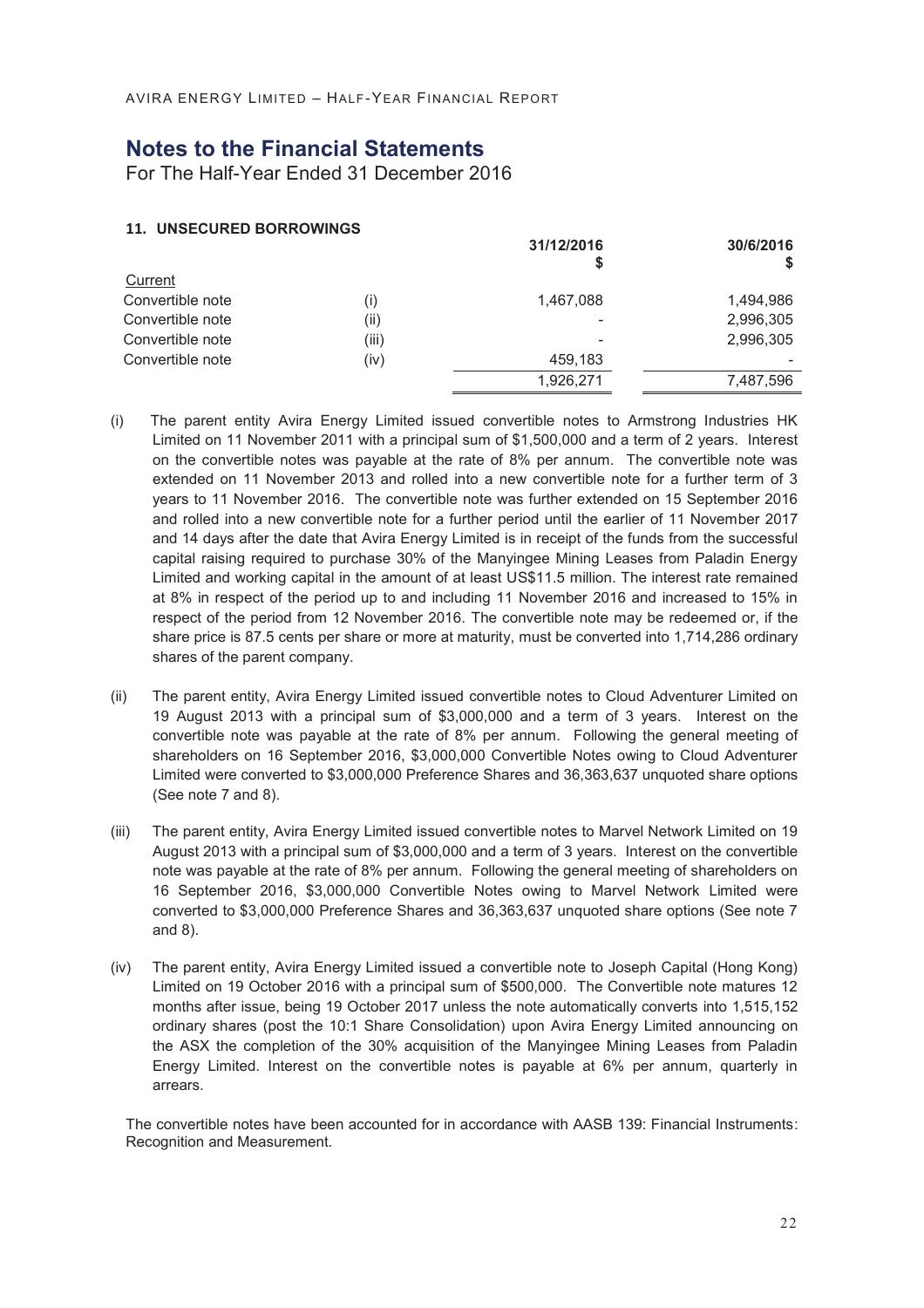# Notes to the Financial Statements

For The Half-Year Ended 31 December 2016

### 11. UNSECURED BORROWINGS

| | | 31/12/2016 $ | 30/6/2016 $ |
|---|---|---|---|
| Current | | | |
| Convertible note | (i) | 1,467,088 | 1,494,986 |
| Convertible note | (ii) | - | 2,996,305 |
| Convertible note | (iii) | - | 2,996,305 |
| Convertible note | (iv) | 459,183 | - |
| | | 1,926,271 | 7,487,596 |

(i) The parent entity Avira Energy Limited issued convertible notes to Armstrong Industries HK Limited on 11 November 2011 with a principal sum of $1,500,000 and a term of 2 years. Interest on the convertible notes was payable at the rate of 8% per annum. The convertible note was extended on 11 November 2013 and rolled into a new convertible note for a further term of 3 years to 11 November 2016. The convertible note was further extended on 15 September 2016 and rolled into a new convertible note for a further period until the earlier of 11 November 2017 and 14 days after the date that Avira Energy Limited is in receipt of the funds from the successful capital raising required to purchase 30% of the Manyingee Mining Leases from Paladin Energy Limited and working capital in the amount of at least US$11.5 million. The interest rate remained at 8% in respect of the period up to and including 11 November 2016 and increased to 15% in respect of the period from 12 November 2016. The convertible note may be redeemed or, if the share price is 87.5 cents per share or more at maturity, must be converted into 1,714,286 ordinary shares of the parent company.

(ii) The parent entity, Avira Energy Limited issued convertible notes to Cloud Adventurer Limited on 19 August 2013 with a principal sum of $3,000,000 and a term of 3 years. Interest on the convertible note was payable at the rate of 8% per annum. Following the general meeting of shareholders on 16 September 2016, $3,000,000 Convertible Notes owing to Cloud Adventurer Limited were converted to $3,000,000 Preference Shares and 36,363,637 unquoted share options (See note 7 and 8).

(iii) The parent entity, Avira Energy Limited issued convertible notes to Marvel Network Limited on 19 August 2013 with a principal sum of $3,000,000 and a term of 3 years. Interest on the convertible note was payable at the rate of 8% per annum. Following the general meeting of shareholders on 16 September 2016, $3,000,000 Convertible Notes owing to Marvel Network Limited were converted to $3,000,000 Preference Shares and 36,363,637 unquoted share options (See note 7 and 8).

(iv) The parent entity, Avira Energy Limited issued a convertible note to Joseph Capital (Hong Kong) Limited on 19 October 2016 with a principal sum of $500,000. The Convertible note matures 12 months after issue, being 19 October 2017 unless the note automatically converts into 1,515,152 ordinary shares (post the 10:1 Share Consolidation) upon Avira Energy Limited announcing on the ASX the completion of the 30% acquisition of the Manyingee Mining Leases from Paladin Energy Limited. Interest on the convertible notes is payable at 6% per annum, quarterly in arrears.

The convertible notes have been accounted for in accordance with AASB 139: Financial Instruments: Recognition and Measurement.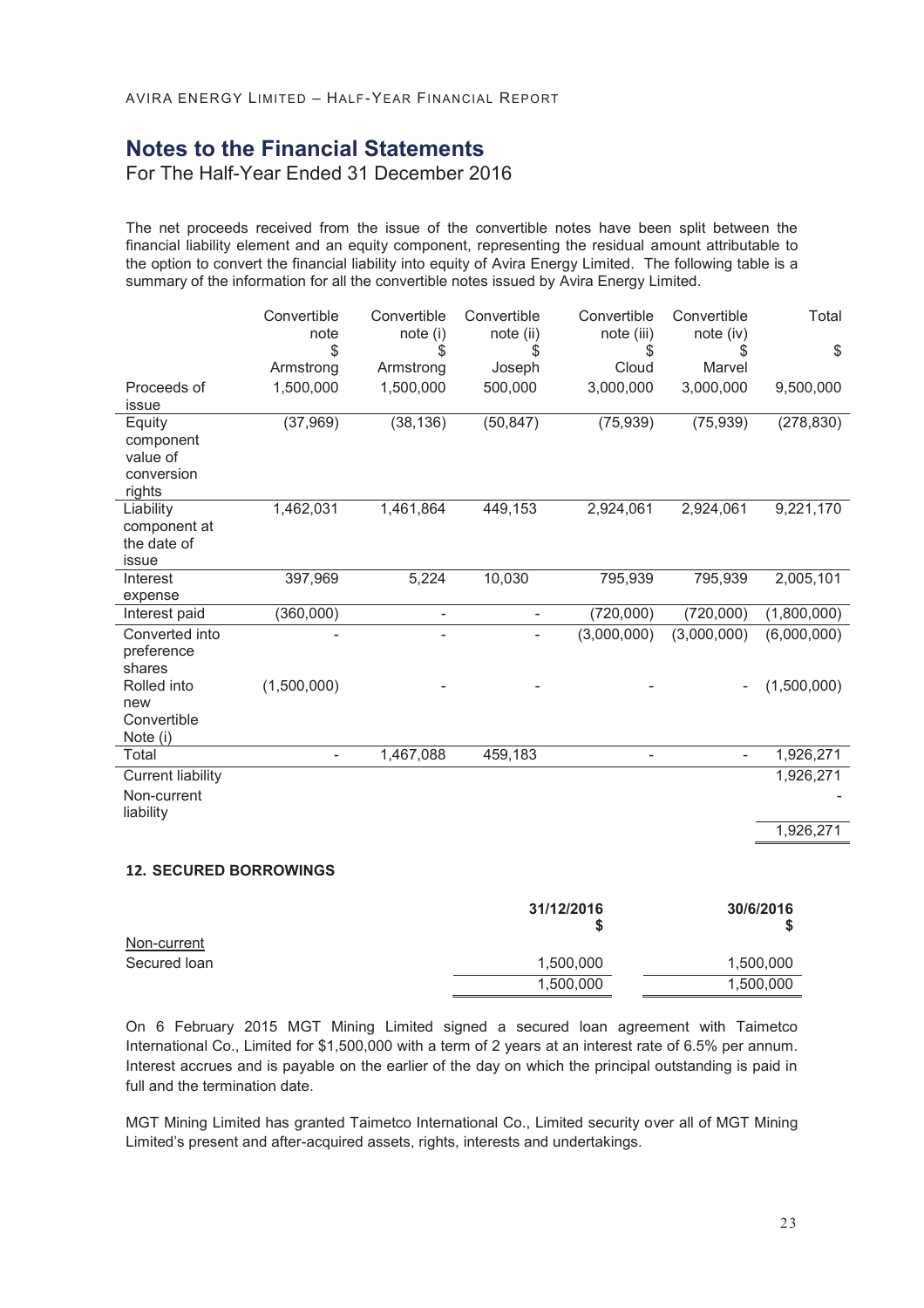# Notes to the Financial Statements

For The Half-Year Ended 31 December 2016

The net proceeds received from the issue of the convertible notes have been split between the financial liability element and an equity component, representing the residual amount attributable to the option to convert the financial liability into equity of Avira Energy Limited. The following table is a summary of the information for all the convertible notes issued by Avira Energy Limited.

| | Convertible note<br>$<br>Armstrong | Convertible note (i)<br>$<br>Armstrong | Convertible note (ii)<br>$<br>Joseph | Convertible note (iii)<br>$<br>Cloud | Convertible note (iv)<br>$<br>Marvel | Total<br>$ |
|---|---|---|---|---|---|---|
| Proceeds of issue | 1,500,000 | 1,500,000 | 500,000 | 3,000,000 | 3,000,000 | 9,500,000 |
| Equity component value of conversion rights | (37,969) | (38,136) | (50,847) | (75,939) | (75,939) | (278,830) |
| Liability component at the date of issue | 1,462,031 | 1,461,864 | 449,153 | 2,924,061 | 2,924,061 | 9,221,170 |
| Interest expense | 397,969 | 5,224 | 10,030 | 795,939 | 795,939 | 2,005,101 |
| Interest paid | (360,000) | - | - | (720,000) | (720,000) | (1,800,000) |
| Converted into preference shares | - | - | - | (3,000,000) | (3,000,000) | (6,000,000) |
| Rolled into new Convertible Note (i) | (1,500,000) | - | - | - | - | (1,500,000) |
| Total | - | 1,467,088 | 459,183 | - | - | 1,926,271 |
| Current liability | | | | | | 1,926,271 |
| Non-current liability | | | | | | - |
| | | | | | | 1,926,271 |

### 12. SECURED BORROWINGS

| | 31/12/2016<br>$ | 30/6/2016<br>$ |
|---|---|---|
| Non-current | | |
| Secured loan | 1,500,000 | 1,500,000 |
| | 1,500,000 | 1,500,000 |

On 6 February 2015 MGT Mining Limited signed a secured loan agreement with Taimetco International Co., Limited for $1,500,000 with a term of 2 years at an interest rate of 6.5% per annum. Interest accrues and is payable on the earlier of the day on which the principal outstanding is paid in full and the termination date.

MGT Mining Limited has granted Taimetco International Co., Limited security over all of MGT Mining Limited's present and after-acquired assets, rights, interests and undertakings.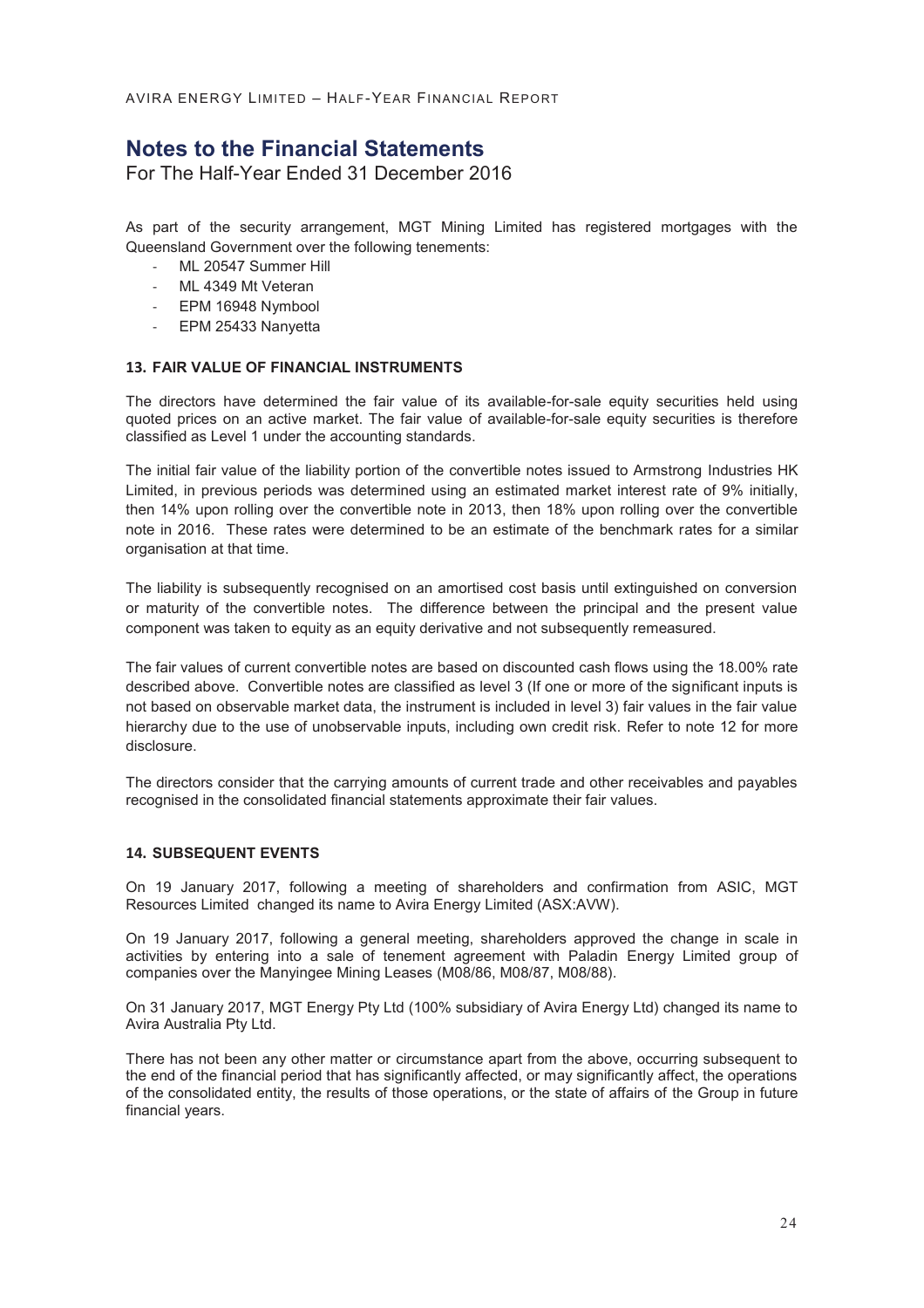# Notes to the Financial Statements

For The Half-Year Ended 31 December 2016

As part of the security arrangement, MGT Mining Limited has registered mortgages with the Queensland Government over the following tenements:

- ML 20547 Summer Hill
- ML 4349 Mt Veteran
- EPM 16948 Nymbool
- EPM 25433 Nanyetta

### 13. FAIR VALUE OF FINANCIAL INSTRUMENTS

The directors have determined the fair value of its available-for-sale equity securities held using quoted prices on an active market. The fair value of available-for-sale equity securities is therefore classified as Level 1 under the accounting standards.

The initial fair value of the liability portion of the convertible notes issued to Armstrong Industries HK Limited, in previous periods was determined using an estimated market interest rate of 9% initially, then 14% upon rolling over the convertible note in 2013, then 18% upon rolling over the convertible note in 2016. These rates were determined to be an estimate of the benchmark rates for a similar organisation at that time.

The liability is subsequently recognised on an amortised cost basis until extinguished on conversion or maturity of the convertible notes. The difference between the principal and the present value component was taken to equity as an equity derivative and not subsequently remeasured.

The fair values of current convertible notes are based on discounted cash flows using the 18.00% rate described above. Convertible notes are classified as level 3 (If one or more of the significant inputs is not based on observable market data, the instrument is included in level 3) fair values in the fair value hierarchy due to the use of unobservable inputs, including own credit risk. Refer to note 12 for more disclosure.

The directors consider that the carrying amounts of current trade and other receivables and payables recognised in the consolidated financial statements approximate their fair values.

### 14. SUBSEQUENT EVENTS

On 19 January 2017, following a meeting of shareholders and confirmation from ASIC, MGT Resources Limited changed its name to Avira Energy Limited (ASX:AVW).

On 19 January 2017, following a general meeting, shareholders approved the change in scale in activities by entering into a sale of tenement agreement with Paladin Energy Limited group of companies over the Manyingee Mining Leases (M08/86, M08/87, M08/88).

On 31 January 2017, MGT Energy Pty Ltd (100% subsidiary of Avira Energy Ltd) changed its name to Avira Australia Pty Ltd.

There has not been any other matter or circumstance apart from the above, occurring subsequent to the end of the financial period that has significantly affected, or may significantly affect, the operations of the consolidated entity, the results of those operations, or the state of affairs of the Group in future financial years.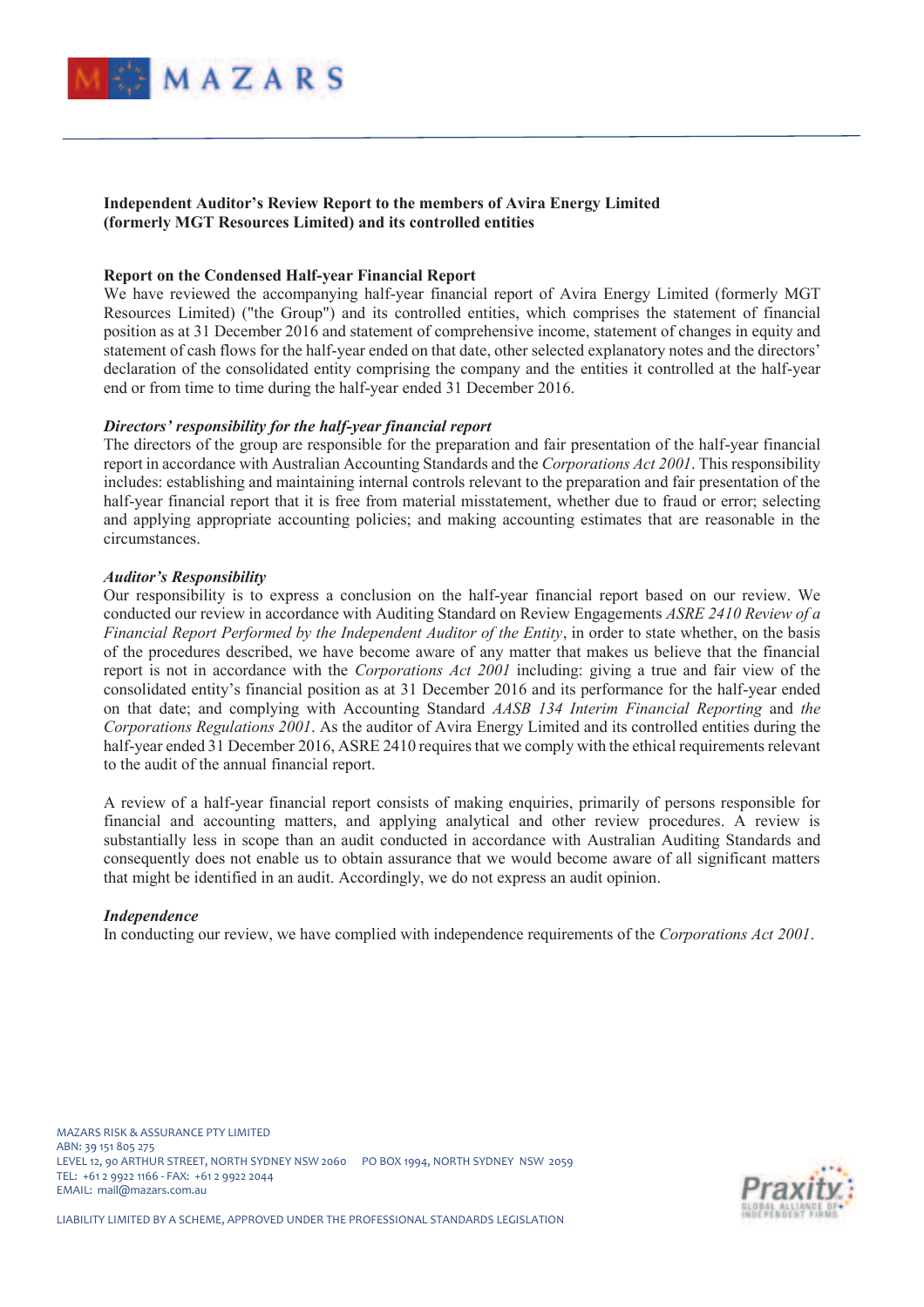**Independent Auditor's Review Report to the members of Avira Energy Limited (formerly MGT Resources Limited) and its controlled entities**

**Report on the Condensed Half-year Financial Report**

We have reviewed the accompanying half-year financial report of Avira Energy Limited (formerly MGT Resources Limited) ("the Group") and its controlled entities, which comprises the statement of financial position as at 31 December 2016 and statement of comprehensive income, statement of changes in equity and statement of cash flows for the half-year ended on that date, other selected explanatory notes and the directors' declaration of the consolidated entity comprising the company and the entities it controlled at the half-year end or from time to time during the half-year ended 31 December 2016.

***Directors' responsibility for the half-year financial report***

The directors of the group are responsible for the preparation and fair presentation of the half-year financial report in accordance with Australian Accounting Standards and the *Corporations Act 2001*. This responsibility includes: establishing and maintaining internal controls relevant to the preparation and fair presentation of the half-year financial report that it is free from material misstatement, whether due to fraud or error; selecting and applying appropriate accounting policies; and making accounting estimates that are reasonable in the circumstances.

***Auditor's Responsibility***

Our responsibility is to express a conclusion on the half-year financial report based on our review. We conducted our review in accordance with Auditing Standard on Review Engagements *ASRE 2410 Review of a Financial Report Performed by the Independent Auditor of the Entity*, in order to state whether, on the basis of the procedures described, we have become aware of any matter that makes us believe that the financial report is not in accordance with the *Corporations Act 2001* including: giving a true and fair view of the consolidated entity's financial position as at 31 December 2016 and its performance for the half-year ended on that date; and complying with Accounting Standard *AASB 134 Interim Financial Reporting* and *the Corporations Regulations 2001*. As the auditor of Avira Energy Limited and its controlled entities during the half-year ended 31 December 2016, ASRE 2410 requires that we comply with the ethical requirements relevant to the audit of the annual financial report.

A review of a half-year financial report consists of making enquiries, primarily of persons responsible for financial and accounting matters, and applying analytical and other review procedures. A review is substantially less in scope than an audit conducted in accordance with Australian Auditing Standards and consequently does not enable us to obtain assurance that we would become aware of all significant matters that might be identified in an audit. Accordingly, we do not express an audit opinion.

***Independence***

In conducting our review, we have complied with independence requirements of the *Corporations Act 2001*.

MAZARS RISK & ASSURANCE PTY LIMITED
ABN: 39 151 805 275
LEVEL 12, 90 ARTHUR STREET, NORTH SYDNEY NSW 2060 PO BOX 1994, NORTH SYDNEY NSW 2059
TEL: +61 2 9922 1166 - FAX: +61 2 9922 2044
EMAIL: mail@mazars.com.au

LIABILITY LIMITED BY A SCHEME, APPROVED UNDER THE PROFESSIONAL STANDARDS LEGISLATION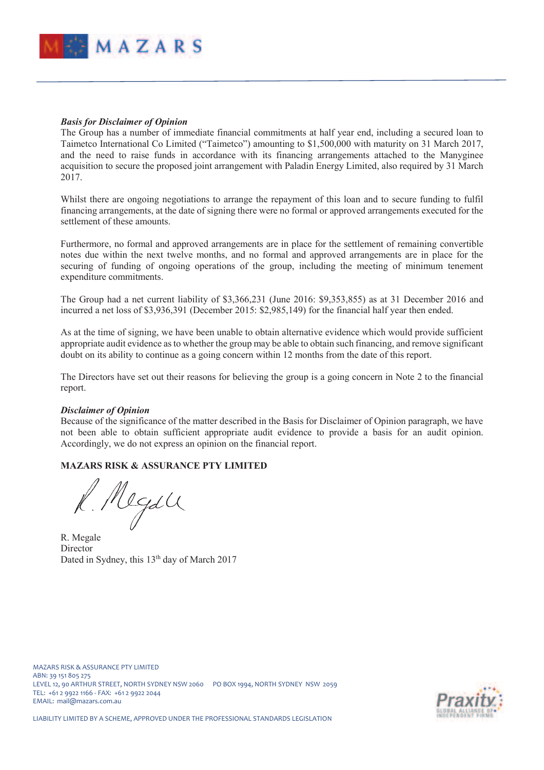***Basis for Disclaimer of Opinion***

The Group has a number of immediate financial commitments at half year end, including a secured loan to Taimetco International Co Limited ("Taimetco") amounting to $1,500,000 with maturity on 31 March 2017, and the need to raise funds in accordance with its financing arrangements attached to the Manyginee acquisition to secure the proposed joint arrangement with Paladin Energy Limited, also required by 31 March 2017.

Whilst there are ongoing negotiations to arrange the repayment of this loan and to secure funding to fulfil financing arrangements, at the date of signing there were no formal or approved arrangements executed for the settlement of these amounts.

Furthermore, no formal and approved arrangements are in place for the settlement of remaining convertible notes due within the next twelve months, and no formal and approved arrangements are in place for the securing of funding of ongoing operations of the group, including the meeting of minimum tenement expenditure commitments.

The Group had a net current liability of $3,366,231 (June 2016: $9,353,855) as at 31 December 2016 and incurred a net loss of $3,936,391 (December 2015: $2,985,149) for the financial half year then ended.

As at the time of signing, we have been unable to obtain alternative evidence which would provide sufficient appropriate audit evidence as to whether the group may be able to obtain such financing, and remove significant doubt on its ability to continue as a going concern within 12 months from the date of this report.

The Directors have set out their reasons for believing the group is a going concern in Note 2 to the financial report.

***Disclaimer of Opinion***

Because of the significance of the matter described in the Basis for Disclaimer of Opinion paragraph, we have not been able to obtain sufficient appropriate audit evidence to provide a basis for an audit opinion. Accordingly, we do not express an opinion on the financial report.

**MAZARS RISK & ASSURANCE PTY LIMITED**

R. Megale
Director
Dated in Sydney, this 13th day of March 2017

MAZARS RISK & ASSURANCE PTY LIMITED
ABN: 39 151 805 275
LEVEL 12, 90 ARTHUR STREET, NORTH SYDNEY NSW 2060 PO BOX 1994, NORTH SYDNEY NSW 2059
TEL: +61 2 9922 1166 - FAX: +61 2 9922 2044
EMAIL: mail@mazars.com.au

LIABILITY LIMITED BY A SCHEME, APPROVED UNDER THE PROFESSIONAL STANDARDS LEGISLATION